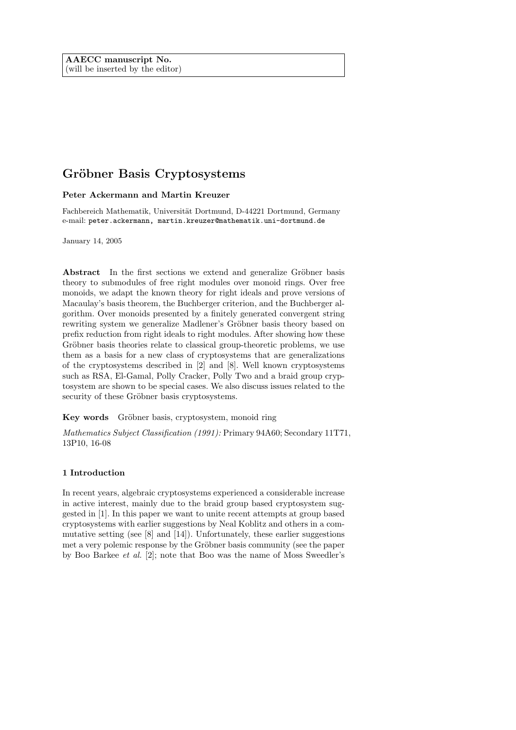**AAECC manuscript No.**
(will be inserted by the editor)

# Gröbner Basis Cryptosystems

**Peter Ackermann and Martin Kreuzer**

Fachbereich Mathematik, Universität Dortmund, D-44221 Dortmund, Germany
e-mail: peter.ackermann, martin.kreuzer@mathematik.uni-dortmund.de

January 14, 2005

**Abstract** In the first sections we extend and generalize Gröbner basis theory to submodules of free right modules over monoid rings. Over free monoids, we adapt the known theory for right ideals and prove versions of Macaulay's basis theorem, the Buchberger criterion, and the Buchberger algorithm. Over monoids presented by a finitely generated convergent string rewriting system we generalize Madlener's Gröbner basis theory based on prefix reduction from right ideals to right modules. After showing how these Gröbner basis theories relate to classical group-theoretic problems, we use them as a basis for a new class of cryptosystems that are generalizations of the cryptosystems described in [2] and [8]. Well known cryptosystems such as RSA, El-Gamal, Polly Cracker, Polly Two and a braid group cryptosystem are shown to be special cases. We also discuss issues related to the security of these Gröbner basis cryptosystems.

**Key words** Gröbner basis, cryptosystem, monoid ring

*Mathematics Subject Classification (1991):* Primary 94A60; Secondary 11T71, 13P10, 16-08

## 1 Introduction

In recent years, algebraic cryptosystems experienced a considerable increase in active interest, mainly due to the braid group based cryptosystem suggested in [1]. In this paper we want to unite recent attempts at group based cryptosystems with earlier suggestions by Neal Koblitz and others in a commutative setting (see [8] and [14]). Unfortunately, these earlier suggestions met a very polemic response by the Gröbner basis community (see the paper by Boo Barkee *et al.* [2]; note that Boo was the name of Moss Sweedler's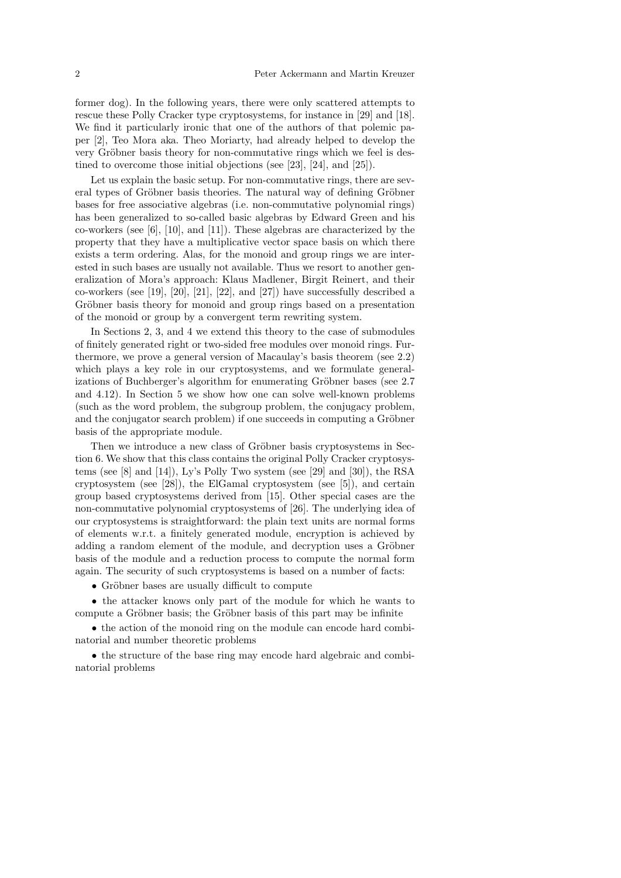former dog). In the following years, there were only scattered attempts to rescue these Polly Cracker type cryptosystems, for instance in [29] and [18]. We find it particularly ironic that one of the authors of that polemic paper [2], Teo Mora aka. Theo Moriarty, had already helped to develop the very Gröbner basis theory for non-commutative rings which we feel is destined to overcome those initial objections (see [23], [24], and [25]).

Let us explain the basic setup. For non-commutative rings, there are several types of Gröbner basis theories. The natural way of defining Gröbner bases for free associative algebras (i.e. non-commutative polynomial rings) has been generalized to so-called basic algebras by Edward Green and his co-workers (see [6], [10], and [11]). These algebras are characterized by the property that they have a multiplicative vector space basis on which there exists a term ordering. Alas, for the monoid and group rings we are interested in such bases are usually not available. Thus we resort to another generalization of Mora's approach: Klaus Madlener, Birgit Reinert, and their co-workers (see [19], [20], [21], [22], and [27]) have successfully described a Gröbner basis theory for monoid and group rings based on a presentation of the monoid or group by a convergent term rewriting system.

In Sections 2, 3, and 4 we extend this theory to the case of submodules of finitely generated right or two-sided free modules over monoid rings. Furthermore, we prove a general version of Macaulay's basis theorem (see 2.2) which plays a key role in our cryptosystems, and we formulate generalizations of Buchberger's algorithm for enumerating Gröbner bases (see 2.7 and 4.12). In Section 5 we show how one can solve well-known problems (such as the word problem, the subgroup problem, the conjugacy problem, and the conjugator search problem) if one succeeds in computing a Gröbner basis of the appropriate module.

Then we introduce a new class of Gröbner basis cryptosystems in Section 6. We show that this class contains the original Polly Cracker cryptosystems (see [8] and [14]), Ly's Polly Two system (see [29] and [30]), the RSA cryptosystem (see [28]), the ElGamal cryptosystem (see [5]), and certain group based cryptosystems derived from [15]. Other special cases are the non-commutative polynomial cryptosystems of [26]. The underlying idea of our cryptosystems is straightforward: the plain text units are normal forms of elements w.r.t. a finitely generated module, encryption is achieved by adding a random element of the module, and decryption uses a Gröbner basis of the module and a reduction process to compute the normal form again. The security of such cryptosystems is based on a number of facts:

- Gröbner bases are usually difficult to compute
- the attacker knows only part of the module for which he wants to compute a Gröbner basis; the Gröbner basis of this part may be infinite
- the action of the monoid ring on the module can encode hard combinatorial and number theoretic problems
- the structure of the base ring may encode hard algebraic and combinatorial problems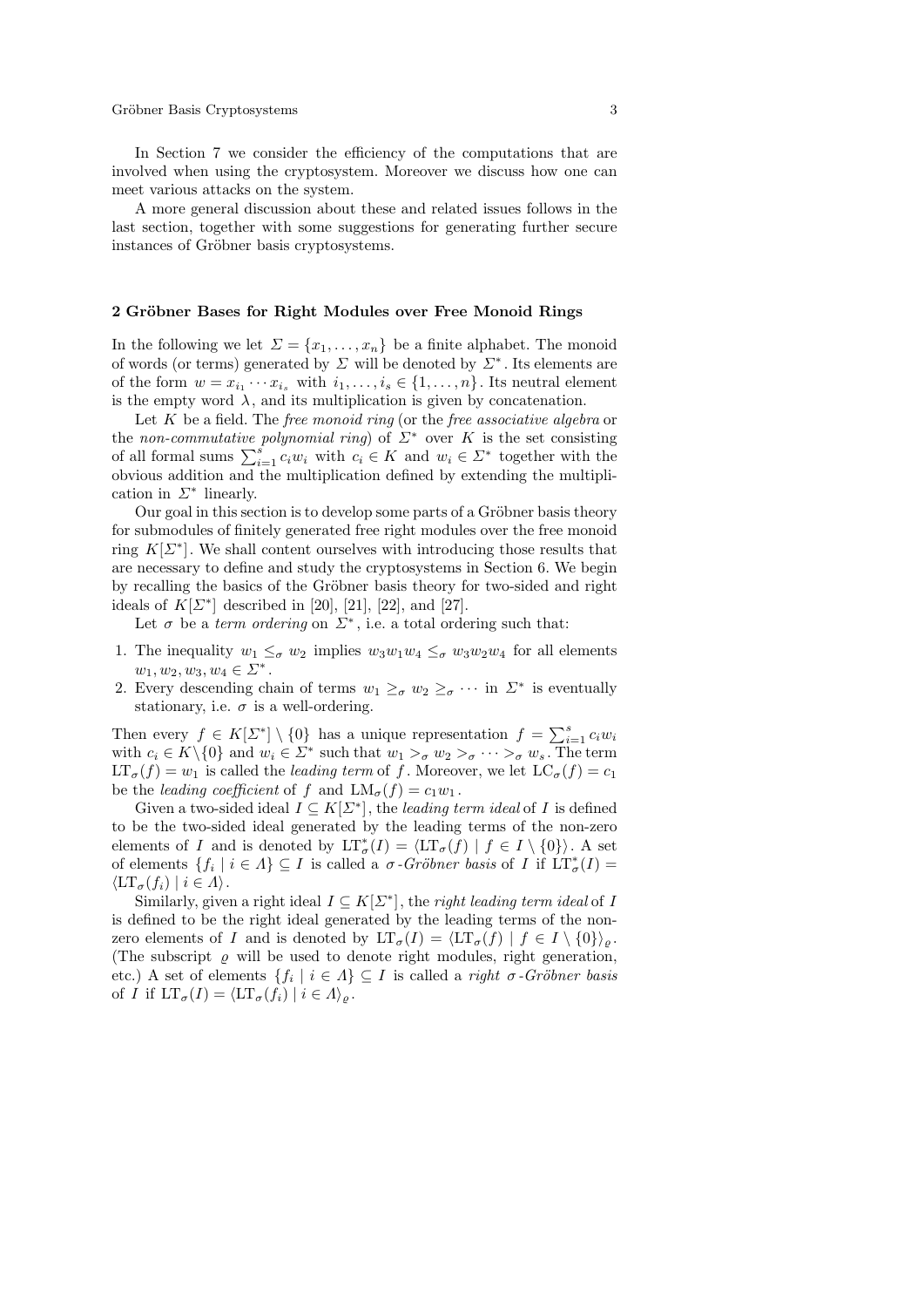In Section 7 we consider the efficiency of the computations that are involved when using the cryptosystem. Moreover we discuss how one can meet various attacks on the system.

A more general discussion about these and related issues follows in the last section, together with some suggestions for generating further secure instances of Gröbner basis cryptosystems.

## 2 Gröbner Bases for Right Modules over Free Monoid Rings

In the following we let $\Sigma = \{x_1, \dots, x_n\}$ be a finite alphabet. The monoid of words (or terms) generated by $\Sigma$ will be denoted by $\Sigma^*$. Its elements are of the form $w = x_{i_1} \cdots x_{i_s}$ with $i_1, \dots, i_s \in \{1, \dots, n\}$. Its neutral element is the empty word $\lambda$, and its multiplication is given by concatenation.

Let $K$ be a field. The *free monoid ring* (or the *free associative algebra* or the *non-commutative polynomial ring*) of $\Sigma^*$ over $K$ is the set consisting of all formal sums $\sum_{i=1}^{s} c_i w_i$ with $c_i \in K$ and $w_i \in \Sigma^*$ together with the obvious addition and the multiplication defined by extending the multiplication in $\Sigma^*$ linearly.

Our goal in this section is to develop some parts of a Gröbner basis theory for submodules of finitely generated free right modules over the free monoid ring $K[\Sigma^*]$. We shall content ourselves with introducing those results that are necessary to define and study the cryptosystems in Section 6. We begin by recalling the basics of the Gröbner basis theory for two-sided and right ideals of $K[\Sigma^*]$ described in [20], [21], [22], and [27].

Let $\sigma$ be a *term ordering* on $\Sigma^*$, i.e. a total ordering such that:

1. The inequality $w_1 \le_\sigma w_2$ implies $w_3 w_1 w_4 \le_\sigma w_3 w_2 w_4$ for all elements $w_1, w_2, w_3, w_4 \in \Sigma^*$.
2. Every descending chain of terms $w_1 \ge_\sigma w_2 \ge_\sigma \cdots$ in $\Sigma^*$ is eventually stationary, i.e. $\sigma$ is a well-ordering.

Then every $f \in K[\Sigma^*] \setminus \{0\}$ has a unique representation $f = \sum_{i=1}^{s} c_i w_i$ with $c_i \in K \setminus \{0\}$ and $w_i \in \Sigma^*$ such that $w_1 >_\sigma w_2 >_\sigma \cdots >_\sigma w_s$. The term $\mathrm{LT}_\sigma(f) = w_1$ is called the *leading term* of $f$. Moreover, we let $\mathrm{LC}_\sigma(f) = c_1$ be the *leading coefficient* of $f$ and $\mathrm{LM}_\sigma(f) = c_1 w_1$.

Given a two-sided ideal $I \subseteq K[\Sigma^*]$, the *leading term ideal* of $I$ is defined to be the two-sided ideal generated by the leading terms of the non-zero elements of $I$ and is denoted by $\mathrm{LT}^*_\sigma(I) = \langle \mathrm{LT}_\sigma(f) \mid f \in I \setminus \{0\} \rangle$. A set of elements $\{f_i \mid i \in \Lambda\} \subseteq I$ is called a $\sigma$*-Gröbner basis* of $I$ if $\mathrm{LT}^*_\sigma(I) = \langle \mathrm{LT}_\sigma(f_i) \mid i \in \Lambda \rangle$.

Similarly, given a right ideal $I \subseteq K[\Sigma^*]$, the *right leading term ideal* of $I$ is defined to be the right ideal generated by the leading terms of the non-zero elements of $I$ and is denoted by $\mathrm{LT}_\sigma(I) = \langle \mathrm{LT}_\sigma(f) \mid f \in I \setminus \{0\} \rangle_\varrho$. (The subscript $\varrho$ will be used to denote right modules, right generation, etc.) A set of elements $\{f_i \mid i \in \Lambda\} \subseteq I$ is called a *right* $\sigma$*-Gröbner basis* of $I$ if $\mathrm{LT}_\sigma(I) = \langle \mathrm{LT}_\sigma(f_i) \mid i \in \Lambda \rangle_\varrho$.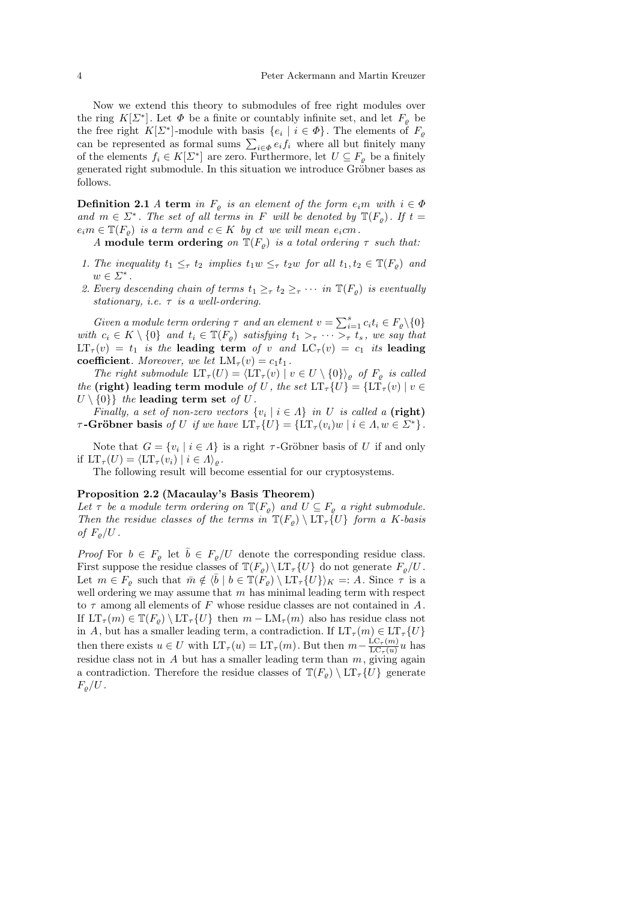Now we extend this theory to submodules of free right modules over the ring $K[\Sigma^*]$. Let $\Phi$ be a finite or countably infinite set, and let $F_\varrho$ be the free right $K[\Sigma^*]$-module with basis $\{e_i \mid i \in \Phi\}$. The elements of $F_\varrho$ can be represented as formal sums $\sum_{i\in\Phi} e_i f_i$ where all but finitely many of the elements $f_i \in K[\Sigma^*]$ are zero. Furthermore, let $U \subseteq F_\varrho$ be a finitely generated right submodule. In this situation we introduce Gröbner bases as follows.

**Definition 2.1** *A* **term** *in $F_\varrho$ is an element of the form $e_i m$ with $i \in \Phi$ and $m \in \Sigma^*$. The set of all terms in $F$ will be denoted by $\mathbb{T}(F_\varrho)$. If $t = e_i m \in \mathbb{T}(F_\varrho)$ is a term and $c \in K$ by $ct$ we will mean $e_i cm$.*

*A* **module term ordering** *on $\mathbb{T}(F_\varrho)$ is a total ordering $\tau$ such that:*

1. *The inequality $t_1 \leq_\tau t_2$ implies $t_1 w \leq_\tau t_2 w$ for all $t_1, t_2 \in \mathbb{T}(F_\varrho)$ and $w \in \Sigma^*$.*
2. *Every descending chain of terms $t_1 \geq_\tau t_2 \geq_\tau \cdots$ in $\mathbb{T}(F_\varrho)$ is eventually stationary, i.e. $\tau$ is a well-ordering.*

*Given a module term ordering $\tau$ and an element $v = \sum_{i=1}^{s} c_i t_i \in F_\varrho \setminus \{0\}$ with $c_i \in K \setminus \{0\}$ and $t_i \in \mathbb{T}(F_\varrho)$ satisfying $t_1 >_\tau \cdots >_\tau t_s$, we say that $\mathrm{LT}_\tau(v) = t_1$ is the* **leading term** *of $v$ and $\mathrm{LC}_\tau(v) = c_1$ its* **leading coefficient***. Moreover, we let $\mathrm{LM}_\tau(v) = c_1 t_1$.*

*The right submodule $\mathrm{LT}_\tau(U) = \langle \mathrm{LT}_\tau(v) \mid v \in U \setminus \{0\}\rangle_\varrho$ of $F_\varrho$ is called the* **(right) leading term module** *of $U$, the set $\mathrm{LT}_\tau\{U\} = \{\mathrm{LT}_\tau(v) \mid v \in U \setminus \{0\}\}$ the* **leading term set** *of $U$.*

*Finally, a set of non-zero vectors $\{v_i \mid i \in \Lambda\}$ in $U$ is called a* **(right) $\tau$-Gröbner basis** *of $U$ if we have $\mathrm{LT}_\tau\{U\} = \{\mathrm{LT}_\tau(v_i)w \mid i \in \Lambda, w \in \Sigma^*\}$.*

Note that $G = \{v_i \mid i \in \Lambda\}$ is a right $\tau$-Gröbner basis of $U$ if and only if $\mathrm{LT}_\tau(U) = \langle \mathrm{LT}_\tau(v_i) \mid i \in \Lambda\rangle_\varrho$.

The following result will become essential for our cryptosystems.

**Proposition 2.2 (Macaulay's Basis Theorem)**
*Let $\tau$ be a module term ordering on $\mathbb{T}(F_\varrho)$ and $U \subseteq F_\varrho$ a right submodule. Then the residue classes of the terms in $\mathbb{T}(F_\varrho) \setminus \mathrm{LT}_\tau\{U\}$ form a $K$-basis of $F_\varrho/U$.*

*Proof* For $b \in F_\varrho$ let $\bar{b} \in F_\varrho/U$ denote the corresponding residue class. First suppose the residue classes of $\mathbb{T}(F_\varrho) \setminus \mathrm{LT}_\tau\{U\}$ do not generate $F_\varrho/U$. Let $m \in F_\varrho$ such that $\bar{m} \notin \langle \bar{b} \mid b \in \mathbb{T}(F_\varrho) \setminus \mathrm{LT}_\tau\{U\}\rangle_K =: A$. Since $\tau$ is a well ordering we may assume that $m$ has minimal leading term with respect to $\tau$ among all elements of $F$ whose residue classes are not contained in $A$. If $\mathrm{LT}_\tau(m) \in \mathbb{T}(F_\varrho) \setminus \mathrm{LT}_\tau\{U\}$ then $m - \mathrm{LM}_\tau(m)$ also has residue class not in $A$, but has a smaller leading term, a contradiction. If $\mathrm{LT}_\tau(m) \in \mathrm{LT}_\tau\{U\}$ then there exists $u \in U$ with $\mathrm{LT}_\tau(u) = \mathrm{LT}_\tau(m)$. But then $m - \frac{\mathrm{LC}_\tau(m)}{\mathrm{LC}_\tau(u)} u$ has residue class not in $A$ but has a smaller leading term than $m$, giving again a contradiction. Therefore the residue classes of $\mathbb{T}(F_\varrho) \setminus \mathrm{LT}_\tau\{U\}$ generate $F_\varrho/U$.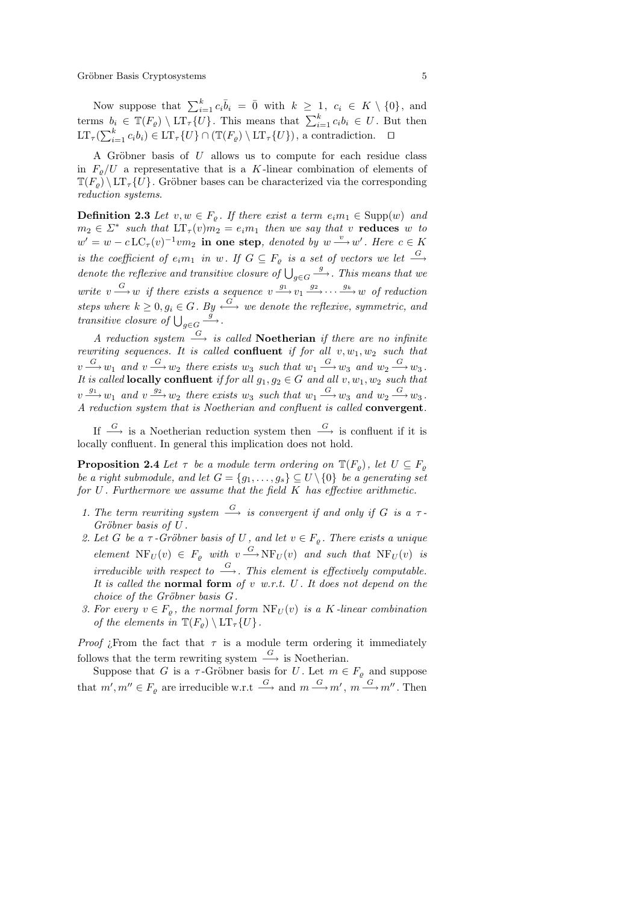Now suppose that $\sum_{i=1}^{k} c_i \bar{b}_i = \bar{0}$ with $k \geq 1$, $c_i \in K \setminus \{0\}$, and terms $b_i \in \mathbb{T}(F_\varrho) \setminus \mathrm{LT}_\tau\{U\}$. This means that $\sum_{i=1}^{k} c_i b_i \in U$. But then $\mathrm{LT}_\tau(\sum_{i=1}^{k} c_i b_i) \in \mathrm{LT}_\tau\{U\} \cap (\mathbb{T}(F_\varrho) \setminus \mathrm{LT}_\tau\{U\})$, a contradiction. □

A Gröbner basis of $U$ allows us to compute for each residue class in $F_\varrho/U$ a representative that is a $K$-linear combination of elements of $\mathbb{T}(F_\varrho) \setminus \mathrm{LT}_\tau\{U\}$. Gröbner bases can be characterized via the corresponding *reduction systems*.

**Definition 2.3** *Let $v, w \in F_\varrho$. If there exist a term $e_i m_1 \in \mathrm{Supp}(w)$ and $m_2 \in \Sigma^*$ such that $\mathrm{LT}_\tau(v) m_2 = e_i m_1$ then we say that $v$* **reduces** *$w$ to $w' = w - c\,\mathrm{LC}_\tau(v)^{-1} v m_2$* **in one step**, *denoted by $w \xrightarrow{v} w'$. Here $c \in K$ is the coefficient of $e_i m_1$ in $w$. If $G \subseteq F_\varrho$ is a set of vectors we let $\xrightarrow{G}$ denote the reflexive and transitive closure of $\bigcup_{g \in G} \xrightarrow{g}$. This means that we write $v \xrightarrow{G} w$ if there exists a sequence $v \xrightarrow{g_1} v_1 \xrightarrow{g_2} \cdots \xrightarrow{g_k} w$ of reduction steps where $k \geq 0, g_i \in G$. By $\xleftrightarrow{G}$ we denote the reflexive, symmetric, and transitive closure of $\bigcup_{g \in G} \xrightarrow{g}$.*

*A reduction system $\xrightarrow{G}$ is called* **Noetherian** *if there are no infinite rewriting sequences. It is called* **confluent** *if for all $v, w_1, w_2$ such that $v \xrightarrow{G} w_1$ and $v \xrightarrow{G} w_2$ there exists $w_3$ such that $w_1 \xrightarrow{G} w_3$ and $w_2 \xrightarrow{G} w_3$. It is called* **locally confluent** *if for all $g_1, g_2 \in G$ and all $v, w_1, w_2$ such that $v \xrightarrow{g_1} w_1$ and $v \xrightarrow{g_2} w_2$ there exists $w_3$ such that $w_1 \xrightarrow{G} w_3$ and $w_2 \xrightarrow{G} w_3$. A reduction system that is Noetherian and confluent is called* **convergent**.

If $\xrightarrow{G}$ is a Noetherian reduction system then $\xrightarrow{G}$ is confluent if it is locally confluent. In general this implication does not hold.

**Proposition 2.4** *Let $\tau$ be a module term ordering on $\mathbb{T}(F_\varrho)$, let $U \subseteq F_\varrho$ be a right submodule, and let $G = \{g_1, \ldots, g_s\} \subseteq U \setminus \{0\}$ be a generating set for $U$. Furthermore we assume that the field $K$ has effective arithmetic.*

1. *The term rewriting system $\xrightarrow{G}$ is convergent if and only if $G$ is a $\tau$-Gröbner basis of $U$.*
2. *Let $G$ be a $\tau$-Gröbner basis of $U$, and let $v \in F_\varrho$. There exists a unique element $\mathrm{NF}_U(v) \in F_\varrho$ with $v \xrightarrow{G} \mathrm{NF}_U(v)$ and such that $\mathrm{NF}_U(v)$ is irreducible with respect to $\xrightarrow{G}$. This element is effectively computable. It is called the* **normal form** *of $v$ w.r.t. $U$. It does not depend on the choice of the Gröbner basis $G$.*
3. *For every $v \in F_\varrho$, the normal form $\mathrm{NF}_U(v)$ is a $K$-linear combination of the elements in $\mathbb{T}(F_\varrho) \setminus \mathrm{LT}_\tau\{U\}$.*

*Proof* ¿From the fact that $\tau$ is a module term ordering it immediately follows that the term rewriting system $\xrightarrow{G}$ is Noetherian.

Suppose that $G$ is a $\tau$-Gröbner basis for $U$. Let $m \in F_\varrho$ and suppose that $m', m'' \in F_\varrho$ are irreducible w.r.t $\xrightarrow{G}$ and $m \xrightarrow{G} m'$, $m \xrightarrow{G} m''$. Then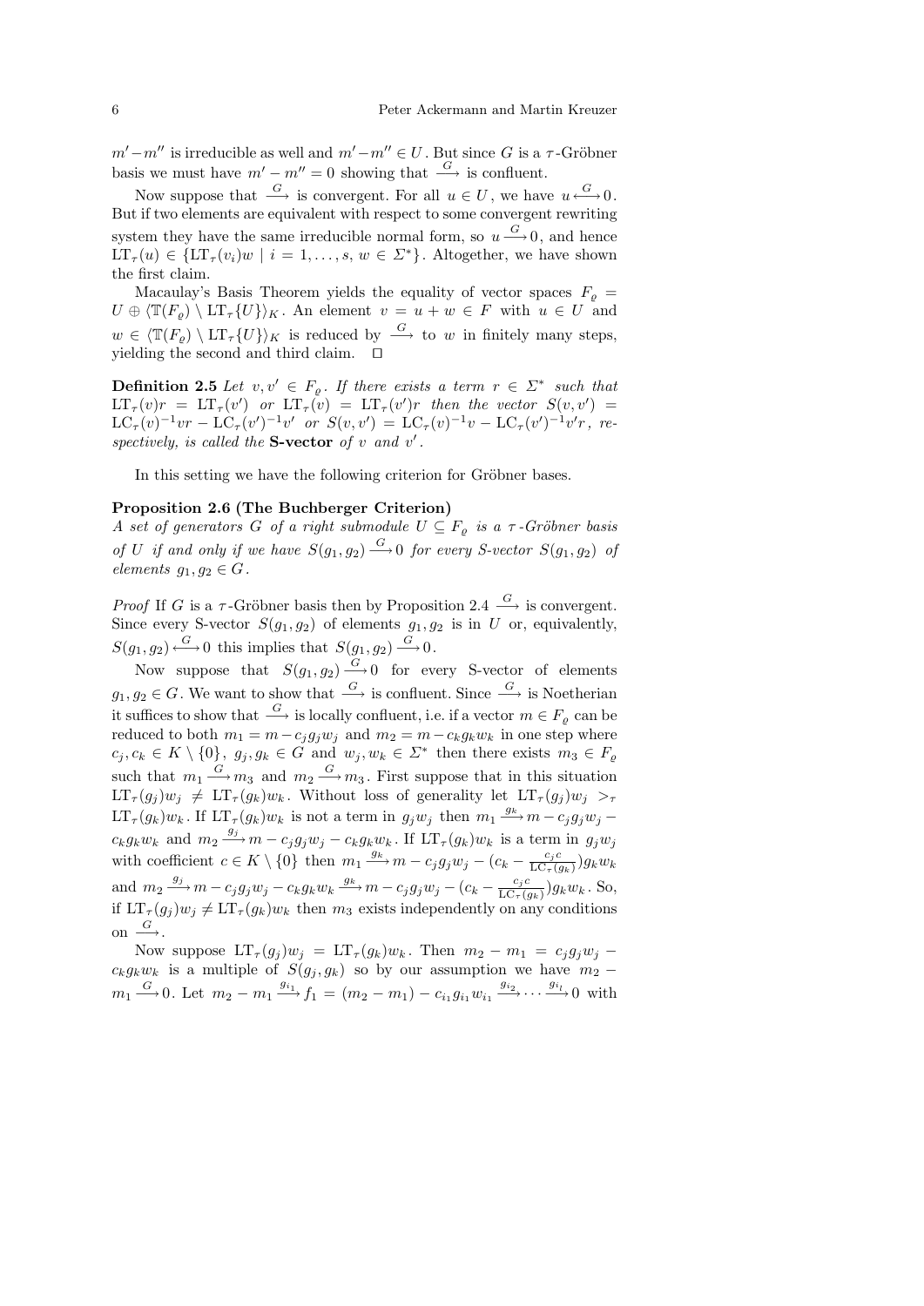$m'-m''$ is irreducible as well and $m'-m'' \in U$. But since $G$ is a $\tau$-Gröbner basis we must have $m'-m''=0$ showing that $\xrightarrow{G}$ is confluent.

Now suppose that $\xrightarrow{G}$ is convergent. For all $u \in U$, we have $u \xleftrightarrow{G} 0$. But if two elements are equivalent with respect to some convergent rewriting system they have the same irreducible normal form, so $u \xrightarrow{G} 0$, and hence $\mathrm{LT}_\tau(u) \in \{\mathrm{LT}_\tau(v_i)w \mid i=1,\ldots,s,\ w \in \Sigma^*\}$. Altogether, we have shown the first claim.

Macaulay's Basis Theorem yields the equality of vector spaces $F_\varrho = U \oplus \langle \mathbb{T}(F_\varrho) \setminus \mathrm{LT}_\tau\{U\}\rangle_K$. An element $v = u + w \in F$ with $u \in U$ and $w \in \langle \mathbb{T}(F_\varrho) \setminus \mathrm{LT}_\tau\{U\}\rangle_K$ is reduced by $\xrightarrow{G}$ to $w$ in finitely many steps, yielding the second and third claim. $\square$

**Definition 2.5** *Let $v, v' \in F_\varrho$. If there exists a term $r \in \Sigma^*$ such that $\mathrm{LT}_\tau(v)r = \mathrm{LT}_\tau(v')$ or $\mathrm{LT}_\tau(v) = \mathrm{LT}_\tau(v')r$ then the vector $S(v,v') = \mathrm{LC}_\tau(v)^{-1}vr - \mathrm{LC}_\tau(v')^{-1}v'$ or $S(v,v') = \mathrm{LC}_\tau(v)^{-1}v - \mathrm{LC}_\tau(v')^{-1}v'r$, respectively, is called the* **S-vector** *of $v$ and $v'$.*

In this setting we have the following criterion for Gröbner bases.

**Proposition 2.6 (The Buchberger Criterion)**
*A set of generators $G$ of a right submodule $U \subseteq F_\varrho$ is a $\tau$-Gröbner basis of $U$ if and only if we have $S(g_1,g_2) \xrightarrow{G} 0$ for every S-vector $S(g_1,g_2)$ of elements $g_1, g_2 \in G$.*

*Proof* If $G$ is a $\tau$-Gröbner basis then by Proposition 2.4 $\xrightarrow{G}$ is convergent. Since every S-vector $S(g_1,g_2)$ of elements $g_1,g_2$ is in $U$ or, equivalently, $S(g_1,g_2) \xleftrightarrow{G} 0$ this implies that $S(g_1,g_2) \xrightarrow{G} 0$.

Now suppose that $S(g_1,g_2) \xrightarrow{G} 0$ for every S-vector of elements $g_1,g_2 \in G$. We want to show that $\xrightarrow{G}$ is confluent. Since $\xrightarrow{G}$ is Noetherian it suffices to show that $\xrightarrow{G}$ is locally confluent, i.e. if a vector $m \in F_\varrho$ can be reduced to both $m_1 = m - c_j g_j w_j$ and $m_2 = m - c_k g_k w_k$ in one step where $c_j, c_k \in K \setminus \{0\}$, $g_j, g_k \in G$ and $w_j, w_k \in \Sigma^*$ then there exists $m_3 \in F_\varrho$ such that $m_1 \xrightarrow{G} m_3$ and $m_2 \xrightarrow{G} m_3$. First suppose that in this situation $\mathrm{LT}_\tau(g_j)w_j \neq \mathrm{LT}_\tau(g_k)w_k$. Without loss of generality let $\mathrm{LT}_\tau(g_j)w_j >_\tau \mathrm{LT}_\tau(g_k)w_k$. If $\mathrm{LT}_\tau(g_k)w_k$ is not a term in $g_j w_j$ then $m_1 \xrightarrow{g_k} m - c_j g_j w_j - c_k g_k w_k$ and $m_2 \xrightarrow{g_j} m - c_j g_j w_j - c_k g_k w_k$. If $\mathrm{LT}_\tau(g_k)w_k$ is a term in $g_j w_j$ with coefficient $c \in K \setminus \{0\}$ then $m_1 \xrightarrow{g_k} m - c_j g_j w_j - (c_k - \frac{c_j c}{\mathrm{LC}_\tau(g_k)}) g_k w_k$ and $m_2 \xrightarrow{g_j} m - c_j g_j w_j - c_k g_k w_k \xrightarrow{g_k} m - c_j g_j w_j - (c_k - \frac{c_j c}{\mathrm{LC}_\tau(g_k)}) g_k w_k$. So, if $\mathrm{LT}_\tau(g_j)w_j \neq \mathrm{LT}_\tau(g_k)w_k$ then $m_3$ exists independently on any conditions on $\xrightarrow{G}$.

Now suppose $\mathrm{LT}_\tau(g_j)w_j = \mathrm{LT}_\tau(g_k)w_k$. Then $m_2 - m_1 = c_j g_j w_j - c_k g_k w_k$ is a multiple of $S(g_j,g_k)$ so by our assumption we have $m_2 - m_1 \xrightarrow{G} 0$. Let $m_2 - m_1 \xrightarrow{g_{i_1}} f_1 = (m_2 - m_1) - c_{i_1} g_{i_1} w_{i_1} \xrightarrow{g_{i_2}} \cdots \xrightarrow{g_{i_l}} 0$ with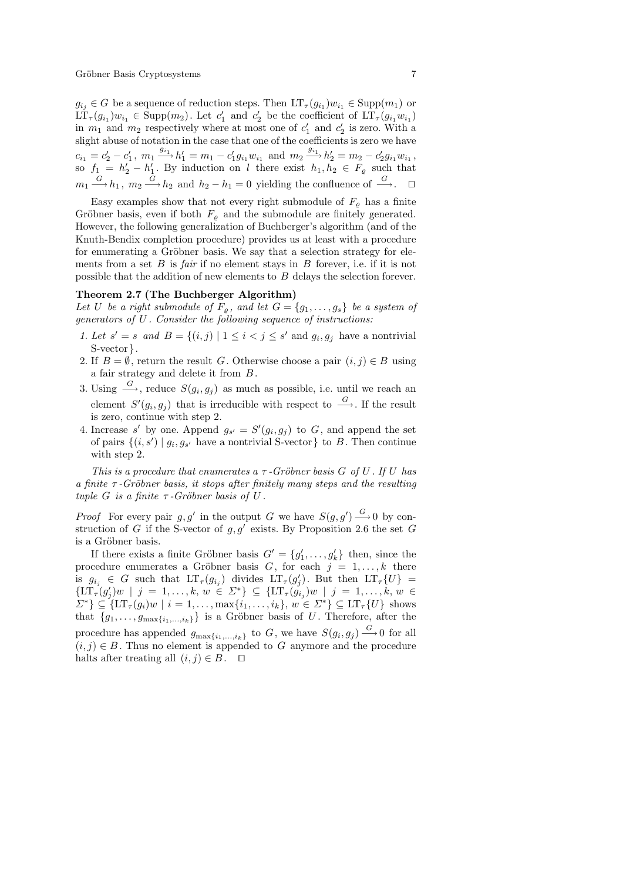$g_{i_j} \in G$ be a sequence of reduction steps. Then $\mathrm{LT}_\tau(g_{i_1})w_{i_1} \in \mathrm{Supp}(m_1)$ or $\mathrm{LT}_\tau(g_{i_1})w_{i_1} \in \mathrm{Supp}(m_2)$. Let $c_1'$ and $c_2'$ be the coefficient of $\mathrm{LT}_\tau(g_{i_1}w_{i_1})$ in $m_1$ and $m_2$ respectively where at most one of $c_1'$ and $c_2'$ is zero. With a slight abuse of notation in the case that one of the coefficients is zero we have $c_{i_1} = c_2' - c_1'$, $m_1 \xrightarrow{g_{i_1}} h_1' = m_1 - c_1' g_{i_1} w_{i_1}$ and $m_2 \xrightarrow{g_{i_1}} h_2' = m_2 - c_2' g_{i_1} w_{i_1}$, so $f_1 = h_2' - h_1'$. By induction on $l$ there exist $h_1, h_2 \in F_\varrho$ such that $m_1 \xrightarrow{G} h_1$, $m_2 \xrightarrow{G} h_2$ and $h_2 - h_1 = 0$ yielding the confluence of $\xrightarrow{G}$. $\square$

Easy examples show that not every right submodule of $F_\varrho$ has a finite Gröbner basis, even if both $F_\varrho$ and the submodule are finitely generated. However, the following generalization of Buchberger's algorithm (and of the Knuth-Bendix completion procedure) provides us at least with a procedure for enumerating a Gröbner basis. We say that a selection strategy for elements from a set $B$ is *fair* if no element stays in $B$ forever, i.e. if it is not possible that the addition of new elements to $B$ delays the selection forever.

**Theorem 2.7 (The Buchberger Algorithm)**
*Let $U$ be a right submodule of $F_\varrho$, and let $G = \{g_1, \dots, g_s\}$ be a system of generators of $U$. Consider the following sequence of instructions:*

1. *Let $s' = s$ and $B = \{(i,j) \mid 1 \le i < j \le s'$ and $g_i, g_j$ have a nontrivial S-vector$\}$.*
2. If $B = \emptyset$, return the result $G$. Otherwise choose a pair $(i,j) \in B$ using a fair strategy and delete it from $B$.
3. Using $\xrightarrow{G}$, reduce $S(g_i, g_j)$ as much as possible, i.e. until we reach an element $S'(g_i, g_j)$ that is irreducible with respect to $\xrightarrow{G}$. If the result is zero, continue with step 2.
4. Increase $s'$ by one. Append $g_{s'} = S'(g_i, g_j)$ to $G$, and append the set of pairs $\{(i, s') \mid g_i, g_{s'}$ have a nontrivial S-vector$\}$ to $B$. Then continue with step 2.

*This is a procedure that enumerates a $\tau$-Gröbner basis $G$ of $U$. If $U$ has a finite $\tau$-Gröbner basis, it stops after finitely many steps and the resulting tuple $G$ is a finite $\tau$-Gröbner basis of $U$.*

*Proof* For every pair $g, g'$ in the output $G$ we have $S(g, g') \xrightarrow{G} 0$ by construction of $G$ if the S-vector of $g, g'$ exists. By Proposition 2.6 the set $G$ is a Gröbner basis.

If there exists a finite Gröbner basis $G' = \{g_1', \dots, g_k'\}$ then, since the procedure enumerates a Gröbner basis $G$, for each $j = 1, \dots, k$ there is $g_{i_j} \in G$ such that $\mathrm{LT}_\tau(g_{i_j})$ divides $\mathrm{LT}_\tau(g_j')$. But then $\mathrm{LT}_\tau\{U\} = \{\mathrm{LT}_\tau(g_j')w \mid j = 1, \dots, k,\, w \in \Sigma^*\} \subseteq \{\mathrm{LT}_\tau(g_{i_j})w \mid j = 1, \dots, k,\, w \in \Sigma^*\} \subseteq \{\mathrm{LT}_\tau(g_i)w \mid i = 1, \dots, \max\{i_1, \dots, i_k\},\, w \in \Sigma^*\} \subseteq \mathrm{LT}_\tau\{U\}$ shows that $\{g_1, \dots, g_{\max\{i_1, \dots, i_k\}}\}$ is a Gröbner basis of $U$. Therefore, after the procedure has appended $g_{\max\{i_1, \dots, i_k\}}$ to $G$, we have $S(g_i, g_j) \xrightarrow{G} 0$ for all $(i,j) \in B$. Thus no element is appended to $G$ anymore and the procedure halts after treating all $(i,j) \in B$. $\square$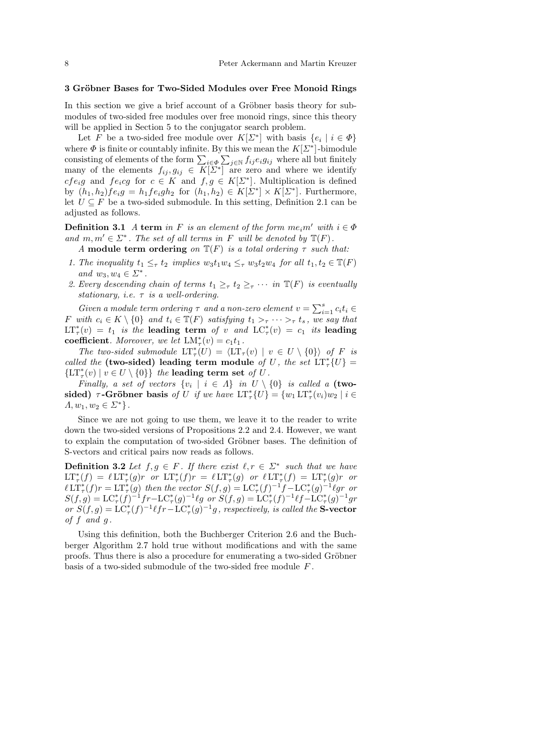## 3 Gröbner Bases for Two-Sided Modules over Free Monoid Rings

In this section we give a brief account of a Gröbner basis theory for submodules of two-sided free modules over free monoid rings, since this theory will be applied in Section 5 to the conjugator search problem.

Let $F$ be a two-sided free module over $K[\Sigma^*]$ with basis $\{e_i \mid i \in \Phi\}$ where $\Phi$ is finite or countably infinite. By this we mean the $K[\Sigma^*]$-bimodule consisting of elements of the form $\sum_{i\in\Phi}\sum_{j\in\mathbb{N}} f_{ij}e_ig_{ij}$ where all but finitely many of the elements $f_{ij}, g_{ij} \in K[\Sigma^*]$ are zero and where we identify $cfe_ig$ and $fe_icg$ for $c \in K$ and $f, g \in K[\Sigma^*]$. Multiplication is defined by $(h_1, h_2)fe_ig = h_1fe_igh_2$ for $(h_1, h_2) \in K[\Sigma^*] \times K[\Sigma^*]$. Furthermore, let $U \subseteq F$ be a two-sided submodule. In this setting, Definition 2.1 can be adjusted as follows.

**Definition 3.1** *A* **term** *in $F$ is an element of the form $me_im'$ with $i \in \Phi$ and $m, m' \in \Sigma^*$. The set of all terms in $F$ will be denoted by $\mathbb{T}(F)$.*

*A* **module term ordering** *on $\mathbb{T}(F)$ is a total ordering $\tau$ such that:*

1. *The inequality $t_1 \le_\tau t_2$ implies $w_3t_1w_4 \le_\tau w_3t_2w_4$ for all $t_1, t_2 \in \mathbb{T}(F)$ and $w_3, w_4 \in \Sigma^*$.*
2. *Every descending chain of terms $t_1 \ge_\tau t_2 \ge_\tau \cdots$ in $\mathbb{T}(F)$ is eventually stationary, i.e. $\tau$ is a well-ordering.*

*Given a module term ordering $\tau$ and a non-zero element $v = \sum_{i=1}^s c_it_i \in F$ with $c_i \in K \setminus \{0\}$ and $t_i \in \mathbb{T}(F)$ satisfying $t_1 >_\tau \cdots >_\tau t_s$, we say that $\mathrm{LT}^*_\tau(v) = t_1$ is the* **leading term** *of $v$ and $\mathrm{LC}^*_\tau(v) = c_1$ its* **leading coefficient**. *Moreover, we let $\mathrm{LM}^*_\tau(v) = c_1t_1$.*

*The two-sided submodule $\mathrm{LT}^*_\tau(U) = \langle \mathrm{LT}_\tau(v) \mid v \in U \setminus \{0\}\rangle$ of $F$ is called the* **(two-sided) leading term module** *of $U$, the set $\mathrm{LT}^*_\tau\{U\} = \{\mathrm{LT}^*_\tau(v) \mid v \in U \setminus \{0\}\}$ the* **leading term set** *of $U$.*

*Finally, a set of vectors $\{v_i \mid i \in \Lambda\}$ in $U \setminus \{0\}$ is called a* **(two-sided) $\tau$-Gröbner basis** *of $U$ if we have $\mathrm{LT}^*_\tau\{U\} = \{w_1 \mathrm{LT}^*_\tau(v_i)w_2 \mid i \in \Lambda, w_1, w_2 \in \Sigma^*\}$.*

Since we are not going to use them, we leave it to the reader to write down the two-sided versions of Propositions 2.2 and 2.4. However, we want to explain the computation of two-sided Gröbner bases. The definition of S-vectors and critical pairs now reads as follows.

**Definition 3.2** *Let $f, g \in F$. If there exist $\ell, r \in \Sigma^*$ such that we have $\mathrm{LT}^*_\tau(f) = \ell\,\mathrm{LT}^*_\tau(g)r$ or $\mathrm{LT}^*_\tau(f)r = \ell\,\mathrm{LT}^*_\tau(g)$ or $\ell\,\mathrm{LT}^*_\tau(f) = \mathrm{LT}^*_\tau(g)r$ or $\ell\,\mathrm{LT}^*_\tau(f)r = \mathrm{LT}^*_\tau(g)$ then the vector $S(f,g) = \mathrm{LC}^*_\tau(f)^{-1}f - \mathrm{LC}^*_\tau(g)^{-1}\ell gr$ or $S(f,g) = \mathrm{LC}^*_\tau(f)^{-1}fr - \mathrm{LC}^*_\tau(g)^{-1}\ell g$ or $S(f,g) = \mathrm{LC}^*_\tau(f)^{-1}\ell f - \mathrm{LC}^*_\tau(g)^{-1}gr$ or $S(f,g) = \mathrm{LC}^*_\tau(f)^{-1}\ell fr - \mathrm{LC}^*_\tau(g)^{-1}g$, respectively, is called the* **S-vector** *of $f$ and $g$.*

Using this definition, both the Buchberger Criterion 2.6 and the Buchberger Algorithm 2.7 hold true without modifications and with the same proofs. Thus there is also a procedure for enumerating a two-sided Gröbner basis of a two-sided submodule of the two-sided free module $F$.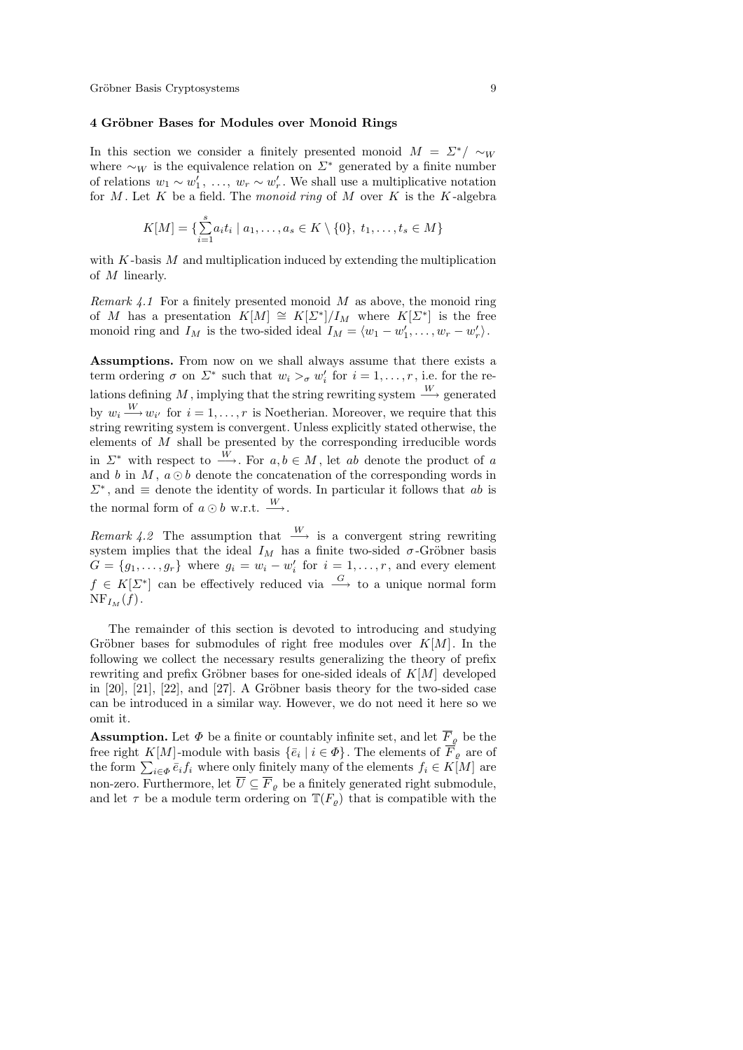## 4 Gröbner Bases for Modules over Monoid Rings

In this section we consider a finitely presented monoid $M = \Sigma^* / \sim_W$ where $\sim_W$ is the equivalence relation on $\Sigma^*$ generated by a finite number of relations $w_1 \sim w_1', \ldots, w_r \sim w_r'$. We shall use a multiplicative notation for $M$. Let $K$ be a field. The *monoid ring* of $M$ over $K$ is the $K$-algebra

$$K[M] = \{ \sum_{i=1}^{s} a_i t_i \mid a_1, \ldots, a_s \in K \setminus \{0\},\ t_1, \ldots, t_s \in M \}$$

with $K$-basis $M$ and multiplication induced by extending the multiplication of $M$ linearly.

*Remark 4.1* For a finitely presented monoid $M$ as above, the monoid ring of $M$ has a presentation $K[M] \cong K[\Sigma^*]/I_M$ where $K[\Sigma^*]$ is the free monoid ring and $I_M$ is the two-sided ideal $I_M = \langle w_1 - w_1', \ldots, w_r - w_r' \rangle$.

**Assumptions.** From now on we shall always assume that there exists a term ordering $\sigma$ on $\Sigma^*$ such that $w_i >_\sigma w_i'$ for $i = 1, \ldots, r$, i.e. for the relations defining $M$, implying that the string rewriting system $\overset{W}{\longrightarrow}$ generated by $w_i \overset{W}{\longrightarrow} w_{i'}$ for $i = 1, \ldots, r$ is Noetherian. Moreover, we require that this string rewriting system is convergent. Unless explicitly stated otherwise, the elements of $M$ shall be presented by the corresponding irreducible words in $\Sigma^*$ with respect to $\overset{W}{\longrightarrow}$. For $a, b \in M$, let $ab$ denote the product of $a$ and $b$ in $M$, $a \odot b$ denote the concatenation of the corresponding words in $\Sigma^*$, and $\equiv$ denote the identity of words. In particular it follows that $ab$ is the normal form of $a \odot b$ w.r.t. $\overset{W}{\longrightarrow}$.

*Remark 4.2* The assumption that $\overset{W}{\longrightarrow}$ is a convergent string rewriting system implies that the ideal $I_M$ has a finite two-sided $\sigma$-Gröbner basis $G = \{g_1, \ldots, g_r\}$ where $g_i = w_i - w_i'$ for $i = 1, \ldots, r$, and every element $f \in K[\Sigma^*]$ can be effectively reduced via $\overset{G}{\longrightarrow}$ to a unique normal form $\mathrm{NF}_{I_M}(f)$.

The remainder of this section is devoted to introducing and studying Gröbner bases for submodules of right free modules over $K[M]$. In the following we collect the necessary results generalizing the theory of prefix rewriting and prefix Gröbner bases for one-sided ideals of $K[M]$ developed in [20], [21], [22], and [27]. A Gröbner basis theory for the two-sided case can be introduced in a similar way. However, we do not need it here so we omit it.

**Assumption.** Let $\Phi$ be a finite or countably infinite set, and let $\overline{F}_\varrho$ be the free right $K[M]$-module with basis $\{\bar{e}_i \mid i \in \Phi\}$. The elements of $\overline{F}_\varrho$ are of the form $\sum_{i \in \Phi} \bar{e}_i f_i$ where only finitely many of the elements $f_i \in K[M]$ are non-zero. Furthermore, let $\overline{U} \subseteq \overline{F}_\varrho$ be a finitely generated right submodule, and let $\tau$ be a module term ordering on $\mathbb{T}(F_\varrho)$ that is compatible with the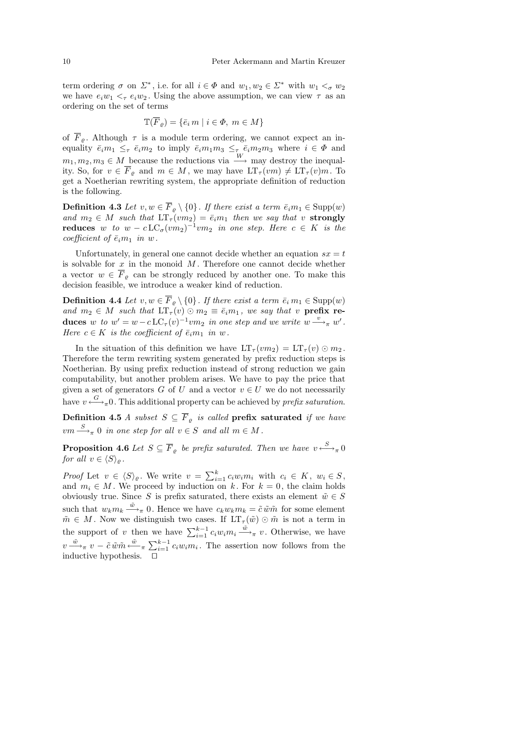term ordering $\sigma$ on $\Sigma^*$, i.e. for all $i \in \Phi$ and $w_1, w_2 \in \Sigma^*$ with $w_1 <_\sigma w_2$ we have $e_i w_1 <_\tau e_i w_2$. Using the above assumption, we can view $\tau$ as an ordering on the set of terms

$$\mathbb{T}(\overline{F}_\varrho) = \{\bar{e}_i\, m \mid i \in \Phi,\ m \in M\}$$

of $\overline{F}_\varrho$. Although $\tau$ is a module term ordering, we cannot expect an inequality $\bar{e}_i m_1 \leq_\tau \bar{e}_i m_2$ to imply $\bar{e}_i m_1 m_3 \leq_\tau \bar{e}_i m_2 m_3$ where $i \in \Phi$ and $m_1, m_2, m_3 \in M$ because the reductions via $\xrightarrow{W}$ may destroy the inequality. So, for $v \in \overline{F}_\varrho$ and $m \in M$, we may have $\mathrm{LT}_\tau(vm) \neq \mathrm{LT}_\tau(v)m$. To get a Noetherian rewriting system, the appropriate definition of reduction is the following.

**Definition 4.3** *Let $v, w \in \overline{F}_\varrho \setminus \{0\}$. If there exist a term $\bar{e}_i m_1 \in \mathrm{Supp}(w)$ and $m_2 \in M$ such that $\mathrm{LT}_\tau(vm_2) = \bar{e}_i m_1$ then we say that $v$* **strongly reduces** *$w$ to $w - c\,\mathrm{LC}_\sigma(vm_2)^{-1} vm_2$ in one step. Here $c \in K$ is the coefficient of $\bar{e}_i m_1$ in $w$.*

Unfortunately, in general one cannot decide whether an equation $sx = t$ is solvable for $x$ in the monoid $M$. Therefore one cannot decide whether a vector $w \in \overline{F}_\varrho$ can be strongly reduced by another one. To make this decision feasible, we introduce a weaker kind of reduction.

**Definition 4.4** *Let $v, w \in \overline{F}_\varrho \setminus \{0\}$. If there exist a term $\bar{e}_i\, m_1 \in \mathrm{Supp}(w)$ and $m_2 \in M$ such that $\mathrm{LT}_\tau(v) \odot m_2 \equiv \bar{e}_i m_1$, we say that $v$* **prefix reduces** *$w$ to $w' = w - c\,\mathrm{LC}_\tau(v)^{-1} vm_2$ in one step and we write $w \xrightarrow{v}_\pi w'$. Here $c \in K$ is the coefficient of $\bar{e}_i m_1$ in $w$.*

In the situation of this definition we have $\mathrm{LT}_\tau(vm_2) = \mathrm{LT}_\tau(v) \odot m_2$. Therefore the term rewriting system generated by prefix reduction steps is Noetherian. By using prefix reduction instead of strong reduction we gain computability, but another problem arises. We have to pay the price that given a set of generators $G$ of $U$ and a vector $v \in U$ we do not necessarily have $v \xleftrightarrow{G}_\pi 0$. This additional property can be achieved by *prefix saturation*.

**Definition 4.5** *A subset $S \subseteq \overline{F}_\varrho$ is called* **prefix saturated** *if we have $vm \xrightarrow{S}_\pi 0$ in one step for all $v \in S$ and all $m \in M$.*

**Proposition 4.6** *Let $S \subseteq \overline{F}_\varrho$ be prefix saturated. Then we have $v \xleftrightarrow{S}_\pi 0$ for all $v \in \langle S \rangle_\varrho$.*

*Proof* Let $v \in \langle S \rangle_\varrho$. We write $v = \sum_{i=1}^{k} c_i w_i m_i$ with $c_i \in K$, $w_i \in S$, and $m_i \in M$. We proceed by induction on $k$. For $k = 0$, the claim holds obviously true. Since $S$ is prefix saturated, there exists an element $\tilde{w} \in S$ such that $w_k m_k \xrightarrow{\tilde{w}}_\pi 0$. Hence we have $c_k w_k m_k = \tilde{c}\, \tilde{w} \tilde{m}$ for some element $\tilde{m} \in M$. Now we distinguish two cases. If $\mathrm{LT}_\tau(\tilde{w}) \odot \tilde{m}$ is not a term in the support of $v$ then we have $\sum_{i=1}^{k-1} c_i w_i m_i \xrightarrow{\tilde{w}}_\pi v$. Otherwise, we have $v \xrightarrow{\tilde{w}}_\pi v - \tilde{c}\, \tilde{w} \tilde{m} \xleftarrow{\tilde{w}}_\pi \sum_{i=1}^{k-1} c_i w_i m_i$. The assertion now follows from the inductive hypothesis. $\square$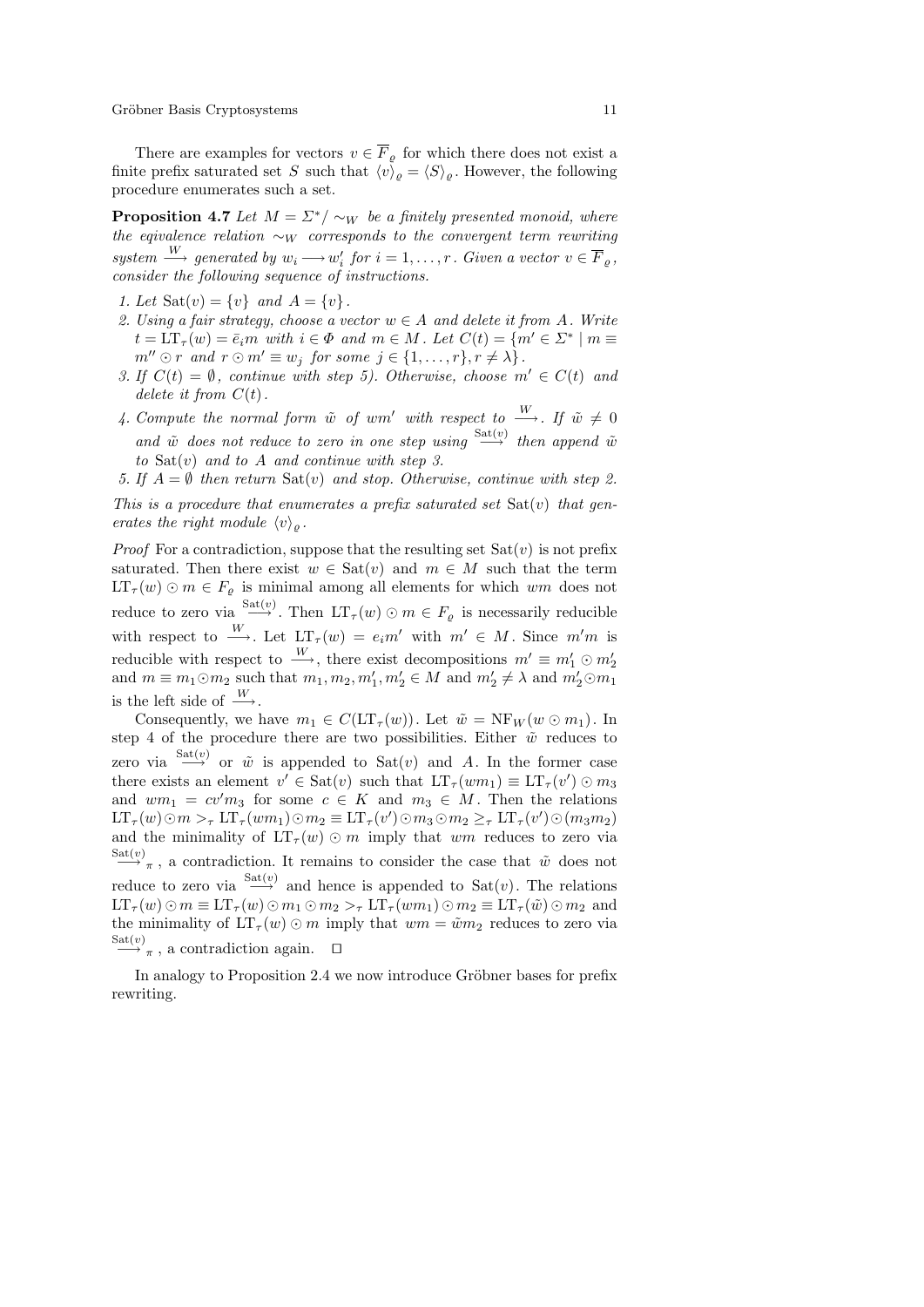There are examples for vectors $v \in \overline{F}_\varrho$ for which there does not exist a finite prefix saturated set $S$ such that $\langle v \rangle_\varrho = \langle S \rangle_\varrho$. However, the following procedure enumerates such a set.

**Proposition 4.7** *Let $M = \Sigma^* / \sim_W$ be a finitely presented monoid, where the eqivalence relation $\sim_W$ corresponds to the convergent term rewriting system $\xrightarrow{W}$ generated by $w_i \longrightarrow w_i'$ for $i = 1, \ldots, r$. Given a vector $v \in \overline{F}_\varrho$, consider the following sequence of instructions.*

1. *Let $\mathrm{Sat}(v) = \{v\}$ and $A = \{v\}$.*
2. *Using a fair strategy, choose a vector $w \in A$ and delete it from $A$. Write $t = \mathrm{LT}_\tau(w) = \bar{e}_i m$ with $i \in \Phi$ and $m \in M$. Let $C(t) = \{m' \in \Sigma^* \mid m \equiv m'' \odot r$ and $r \odot m' \equiv w_j$ for some $j \in \{1, \ldots, r\}, r \neq \lambda\}$.*
3. *If $C(t) = \emptyset$, continue with step 5). Otherwise, choose $m' \in C(t)$ and delete it from $C(t)$.*
4. *Compute the normal form $\tilde{w}$ of $wm'$ with respect to $\xrightarrow{W}$. If $\tilde{w} \neq 0$ and $\tilde{w}$ does not reduce to zero in one step using $\xrightarrow{\mathrm{Sat}(v)}$ then append $\tilde{w}$ to $\mathrm{Sat}(v)$ and to $A$ and continue with step 3.*
5. *If $A = \emptyset$ then return $\mathrm{Sat}(v)$ and stop. Otherwise, continue with step 2.*

*This is a procedure that enumerates a prefix saturated set $\mathrm{Sat}(v)$ that generates the right module $\langle v \rangle_\varrho$.*

*Proof* For a contradiction, suppose that the resulting set $\mathrm{Sat}(v)$ is not prefix saturated. Then there exist $w \in \mathrm{Sat}(v)$ and $m \in M$ such that the term $\mathrm{LT}_\tau(w) \odot m \in F_\varrho$ is minimal among all elements for which $wm$ does not reduce to zero via $\xrightarrow{\mathrm{Sat}(v)}$. Then $\mathrm{LT}_\tau(w) \odot m \in F_\varrho$ is necessarily reducible with respect to $\xrightarrow{W}$. Let $\mathrm{LT}_\tau(w) = e_i m'$ with $m' \in M$. Since $m'm$ is reducible with respect to $\xrightarrow{W}$, there exist decompositions $m' \equiv m_1' \odot m_2'$ and $m \equiv m_1 \odot m_2$ such that $m_1, m_2, m_1', m_2' \in M$ and $m_2' \neq \lambda$ and $m_2' \odot m_1$ is the left side of $\xrightarrow{W}$.

Consequently, we have $m_1 \in C(\mathrm{LT}_\tau(w))$. Let $\tilde{w} = \mathrm{NF}_W(w \odot m_1)$. In step 4 of the procedure there are two possibilities. Either $\tilde{w}$ reduces to zero via $\xrightarrow{\mathrm{Sat}(v)}$ or $\tilde{w}$ is appended to $\mathrm{Sat}(v)$ and $A$. In the former case there exists an element $v' \in \mathrm{Sat}(v)$ such that $\mathrm{LT}_\tau(wm_1) \equiv \mathrm{LT}_\tau(v') \odot m_3$ and $wm_1 = cv'm_3$ for some $c \in K$ and $m_3 \in M$. Then the relations $\mathrm{LT}_\tau(w) \odot m >_\tau \mathrm{LT}_\tau(wm_1) \odot m_2 \equiv \mathrm{LT}_\tau(v') \odot m_3 \odot m_2 \geq_\tau \mathrm{LT}_\tau(v') \odot (m_3 m_2)$ and the minimality of $\mathrm{LT}_\tau(w) \odot m$ imply that $wm$ reduces to zero via $\xrightarrow{\mathrm{Sat}(v)}_\pi$, a contradiction. It remains to consider the case that $\tilde{w}$ does not reduce to zero via $\xrightarrow{\mathrm{Sat}(v)}$ and hence is appended to $\mathrm{Sat}(v)$. The relations $\mathrm{LT}_\tau(w) \odot m \equiv \mathrm{LT}_\tau(w) \odot m_1 \odot m_2 >_\tau \mathrm{LT}_\tau(wm_1) \odot m_2 \equiv \mathrm{LT}_\tau(\tilde{w}) \odot m_2$ and the minimality of $\mathrm{LT}_\tau(w) \odot m$ imply that $wm = \tilde{w}m_2$ reduces to zero via $\xrightarrow{\mathrm{Sat}(v)}_\pi$, a contradiction again. $\square$

In analogy to Proposition 2.4 we now introduce Gröbner bases for prefix rewriting.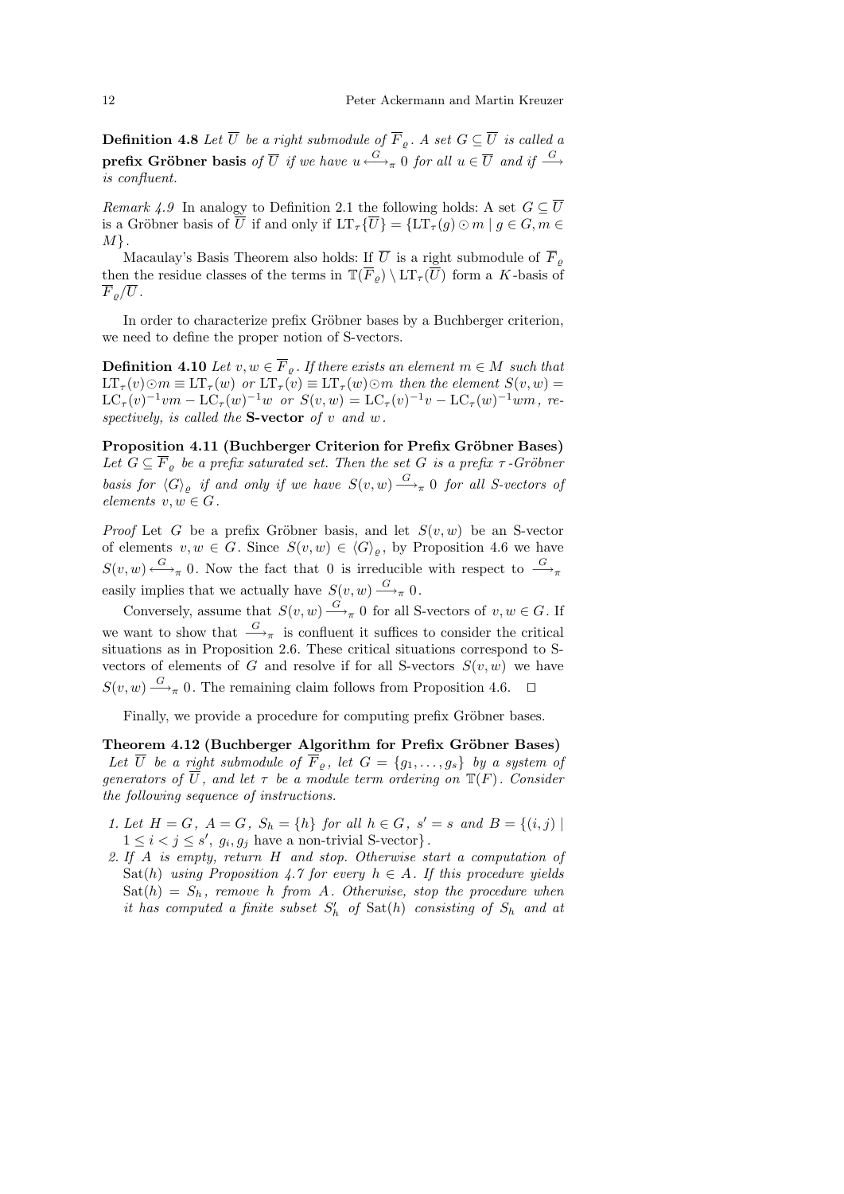**Definition 4.8** *Let $\overline{U}$ be a right submodule of $\overline{F}_\varrho$. A set $G \subseteq \overline{U}$ is called a* **prefix Gröbner basis** *of $\overline{U}$ if we have $u \overset{G}{\longleftrightarrow}_\pi 0$ for all $u \in \overline{U}$ and if $\overset{G}{\longrightarrow}$ is confluent.*

*Remark 4.9* In analogy to Definition 2.1 the following holds: A set $G \subseteq \overline{U}$ is a Gröbner basis of $\overline{U}$ if and only if $\mathrm{LT}_\tau\{\overline{U}\} = \{\mathrm{LT}_\tau(g) \odot m \mid g \in G, m \in M\}$.

Macaulay's Basis Theorem also holds: If $\overline{U}$ is a right submodule of $\overline{F}_\varrho$ then the residue classes of the terms in $\mathbb{T}(\overline{F}_\varrho) \setminus \mathrm{LT}_\tau(\overline{U})$ form a $K$-basis of $\overline{F}_\varrho / \overline{U}$.

In order to characterize prefix Gröbner bases by a Buchberger criterion, we need to define the proper notion of S-vectors.

**Definition 4.10** *Let $v, w \in \overline{F}_\varrho$. If there exists an element $m \in M$ such that $\mathrm{LT}_\tau(v) \odot m \equiv \mathrm{LT}_\tau(w)$ or $\mathrm{LT}_\tau(v) \equiv \mathrm{LT}_\tau(w) \odot m$ then the element $S(v,w) = \mathrm{LC}_\tau(v)^{-1} vm - \mathrm{LC}_\tau(w)^{-1} w$ or $S(v,w) = \mathrm{LC}_\tau(v)^{-1} v - \mathrm{LC}_\tau(w)^{-1} wm$, respectively, is called the* **S-vector** *of $v$ and $w$.*

**Proposition 4.11 (Buchberger Criterion for Prefix Gröbner Bases)** *Let $G \subseteq \overline{F}_\varrho$ be a prefix saturated set. Then the set $G$ is a prefix $\tau$-Gröbner basis for $\langle G \rangle_\varrho$ if and only if we have $S(v,w) \overset{G}{\longrightarrow}_\pi 0$ for all S-vectors of elements $v, w \in G$.*

*Proof* Let $G$ be a prefix Gröbner basis, and let $S(v,w)$ be an S-vector of elements $v, w \in G$. Since $S(v,w) \in \langle G \rangle_\varrho$, by Proposition 4.6 we have $S(v,w) \overset{G}{\longleftrightarrow}_\pi 0$. Now the fact that 0 is irreducible with respect to $\overset{G}{\longrightarrow}_\pi$ easily implies that we actually have $S(v,w) \overset{G}{\longrightarrow}_\pi 0$.

Conversely, assume that $S(v,w) \overset{G}{\longrightarrow}_\pi 0$ for all S-vectors of $v, w \in G$. If we want to show that $\overset{G}{\longrightarrow}_\pi$ is confluent it suffices to consider the critical situations as in Proposition 2.6. These critical situations correspond to S-vectors of elements of $G$ and resolve if for all S-vectors $S(v,w)$ we have $S(v,w) \overset{G}{\longrightarrow}_\pi 0$. The remaining claim follows from Proposition 4.6. $\square$

Finally, we provide a procedure for computing prefix Gröbner bases.

**Theorem 4.12 (Buchberger Algorithm for Prefix Gröbner Bases)** *Let $\overline{U}$ be a right submodule of $\overline{F}_\varrho$, let $G = \{g_1, \ldots, g_s\}$ by a system of generators of $\overline{U}$, and let $\tau$ be a module term ordering on $\mathbb{T}(F)$. Consider the following sequence of instructions.*

1. *Let $H = G$, $A = G$, $S_h = \{h\}$ for all $h \in G$, $s' = s$ and $B = \{(i,j) \mid 1 \le i < j \le s',\ g_i, g_j$ have a non-trivial S-vector$\}$.*
2. *If $A$ is empty, return $H$ and stop. Otherwise start a computation of $\mathrm{Sat}(h)$ using Proposition 4.7 for every $h \in A$. If this procedure yields $\mathrm{Sat}(h) = S_h$, remove $h$ from $A$. Otherwise, stop the procedure when it has computed a finite subset $S'_h$ of $\mathrm{Sat}(h)$ consisting of $S_h$ and at*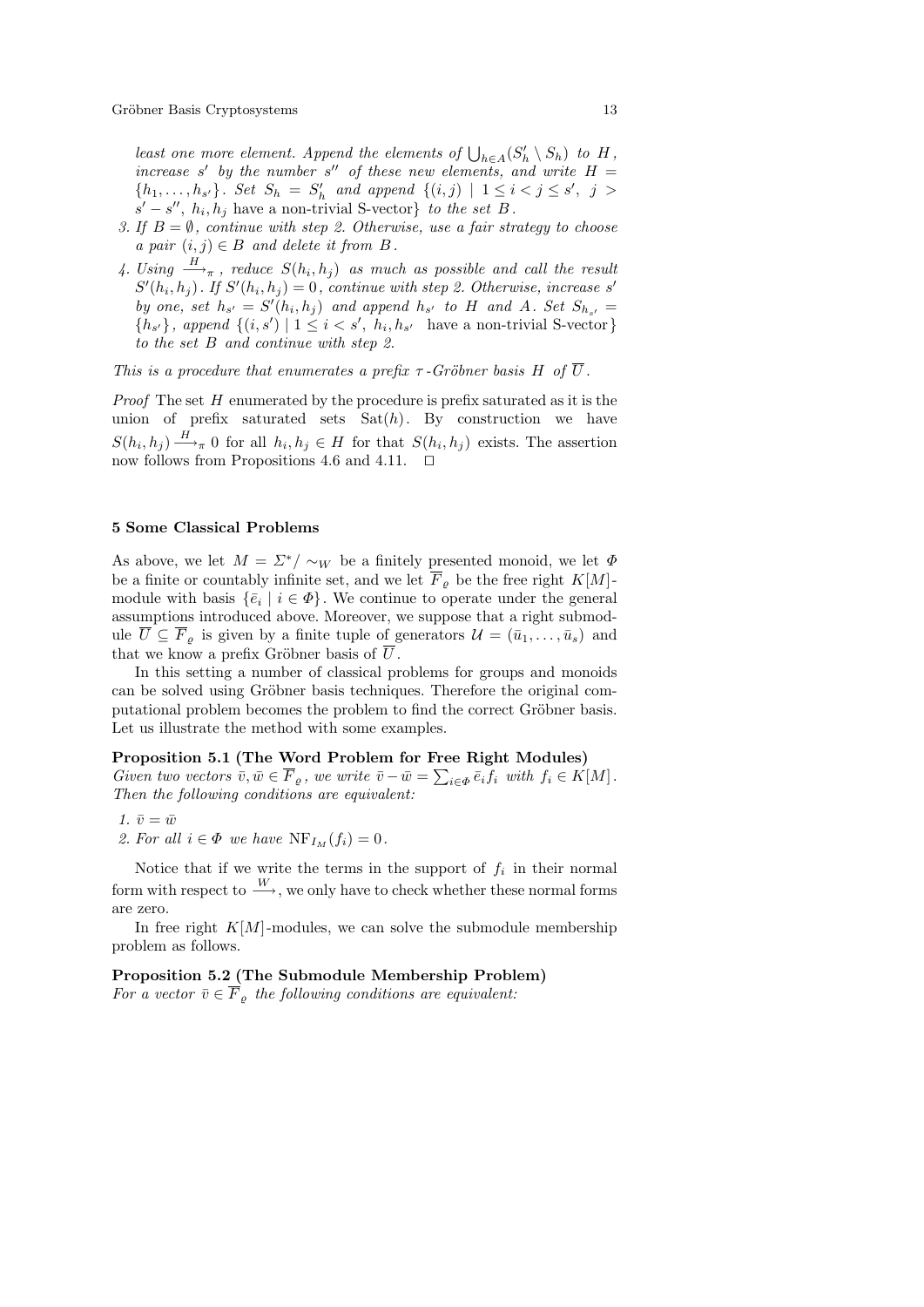*least one more element. Append the elements of $\bigcup_{h\in A}(S'_h \setminus S_h)$ to $H$, increase $s'$ by the number $s''$ of these new elements, and write $H = \{h_1,\dots,h_{s'}\}$. Set $S_h = S'_h$ and append $\{(i,j) \mid 1 \le i < j \le s',\ j > s'-s'',\ h_i, h_j$ have a non-trivial S-vector$\}$ to the set $B$.*

3. *If $B = \emptyset$, continue with step 2. Otherwise, use a fair strategy to choose a pair $(i,j) \in B$ and delete it from $B$.*
4. *Using $\xrightarrow{H}_\pi$, reduce $S(h_i,h_j)$ as much as possible and call the result $S'(h_i,h_j)$. If $S'(h_i,h_j) = 0$, continue with step 2. Otherwise, increase $s'$ by one, set $h_{s'} = S'(h_i,h_j)$ and append $h_{s'}$ to $H$ and $A$. Set $S_{h_{s'}} = \{h_{s'}\}$, append $\{(i,s') \mid 1 \le i < s',\ h_i, h_{s'}$ have a non-trivial S-vector$\}$ to the set $B$ and continue with step 2.*

*This is a procedure that enumerates a prefix $\tau$-Gröbner basis $H$ of $\overline{U}$.*

*Proof* The set $H$ enumerated by the procedure is prefix saturated as it is the union of prefix saturated sets $\mathrm{Sat}(h)$. By construction we have $S(h_i,h_j) \xrightarrow{H}_\pi 0$ for all $h_i, h_j \in H$ for that $S(h_i,h_j)$ exists. The assertion now follows from Propositions 4.6 and 4.11. $\square$

## 5 Some Classical Problems

As above, we let $M = \Sigma^*/\sim_W$ be a finitely presented monoid, we let $\Phi$ be a finite or countably infinite set, and we let $\overline{F}_\varrho$ be the free right $K[M]$-module with basis $\{\bar{e}_i \mid i \in \Phi\}$. We continue to operate under the general assumptions introduced above. Moreover, we suppose that a right submodule $\overline{U} \subseteq \overline{F}_\varrho$ is given by a finite tuple of generators $\mathcal{U} = (\bar{u}_1,\dots,\bar{u}_s)$ and that we know a prefix Gröbner basis of $\overline{U}$.

In this setting a number of classical problems for groups and monoids can be solved using Gröbner basis techniques. Therefore the original computational problem becomes the problem to find the correct Gröbner basis. Let us illustrate the method with some examples.

**Proposition 5.1 (The Word Problem for Free Right Modules)** *Given two vectors $\bar{v}, \bar{w} \in \overline{F}_\varrho$, we write $\bar{v} - \bar{w} = \sum_{i\in\Phi} \bar{e}_i f_i$ with $f_i \in K[M]$. Then the following conditions are equivalent:*

1. *$\bar{v} = \bar{w}$*
2. *For all $i \in \Phi$ we have $\mathrm{NF}_{I_M}(f_i) = 0$.*

Notice that if we write the terms in the support of $f_i$ in their normal form with respect to $\xrightarrow{W}$, we only have to check whether these normal forms are zero.

In free right $K[M]$-modules, we can solve the submodule membership problem as follows.

**Proposition 5.2 (The Submodule Membership Problem)** *For a vector $\bar{v} \in \overline{F}_\varrho$ the following conditions are equivalent:*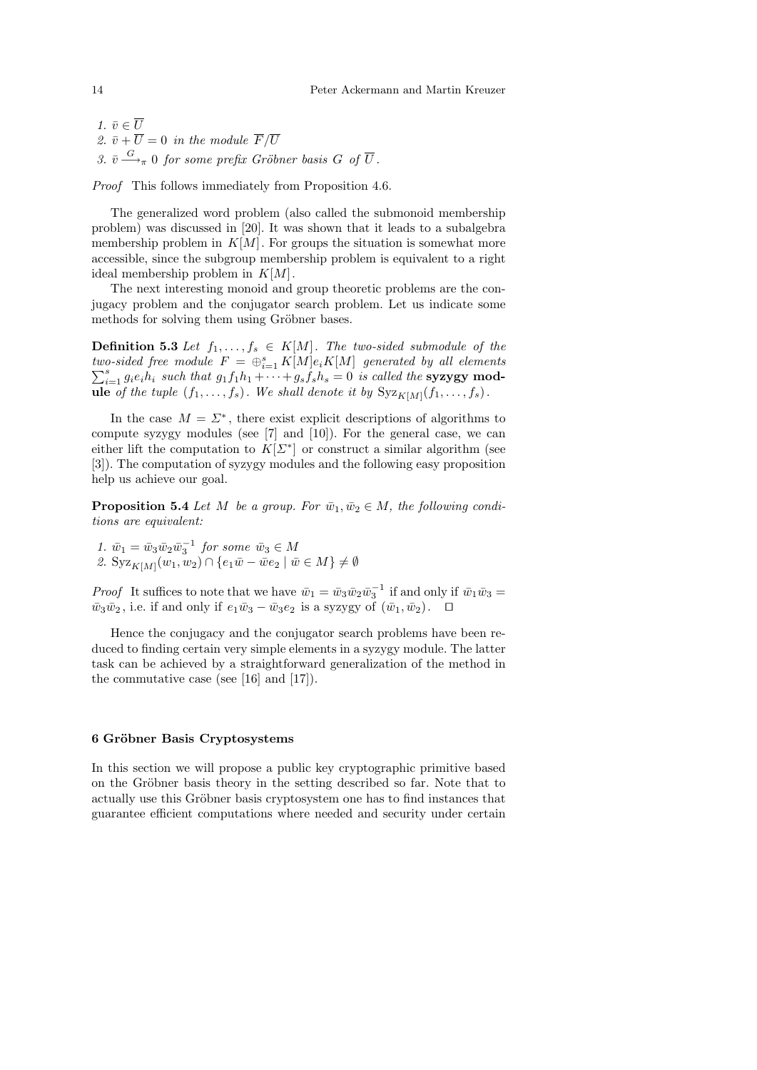1. $\bar{v} \in \overline{U}$
2. $\bar{v} + \overline{U} = 0$ *in the module* $\overline{F}/\overline{U}$
3. $\bar{v} \xrightarrow{G}_{\pi} 0$ *for some prefix Gröbner basis* $G$ *of* $\overline{U}$.

*Proof* This follows immediately from Proposition 4.6.

The generalized word problem (also called the submonoid membership problem) was discussed in [20]. It was shown that it leads to a subalgebra membership problem in $K[M]$. For groups the situation is somewhat more accessible, since the subgroup membership problem is equivalent to a right ideal membership problem in $K[M]$.

The next interesting monoid and group theoretic problems are the conjugacy problem and the conjugator search problem. Let us indicate some methods for solving them using Gröbner bases.

**Definition 5.3** *Let* $f_1, \dots, f_s \in K[M]$. *The two-sided submodule of the two-sided free module* $F = \oplus_{i=1}^{s} K[M] e_i K[M]$ *generated by all elements* $\sum_{i=1}^{s} g_i e_i h_i$ *such that* $g_1 f_1 h_1 + \cdots + g_s f_s h_s = 0$ *is called the* **syzygy module** *of the tuple* $(f_1, \dots, f_s)$. *We shall denote it by* $\mathrm{Syz}_{K[M]}(f_1, \dots, f_s)$.

In the case $M = \Sigma^*$, there exist explicit descriptions of algorithms to compute syzygy modules (see [7] and [10]). For the general case, we can either lift the computation to $K[\Sigma^*]$ or construct a similar algorithm (see [3]). The computation of syzygy modules and the following easy proposition help us achieve our goal.

**Proposition 5.4** *Let* $M$ *be a group. For* $\bar{w}_1, \bar{w}_2 \in M$, *the following conditions are equivalent:*

1. $\bar{w}_1 = \bar{w}_3 \bar{w}_2 \bar{w}_3^{-1}$ *for some* $\bar{w}_3 \in M$
2. $\mathrm{Syz}_{K[M]}(w_1, w_2) \cap \{e_1 \bar{w} - \bar{w} e_2 \mid \bar{w} \in M\} \neq \emptyset$

*Proof* It suffices to note that we have $\bar{w}_1 = \bar{w}_3 \bar{w}_2 \bar{w}_3^{-1}$ if and only if $\bar{w}_1 \bar{w}_3 = \bar{w}_3 \bar{w}_2$, i.e. if and only if $e_1 \bar{w}_3 - \bar{w}_3 e_2$ is a syzygy of $(\bar{w}_1, \bar{w}_2)$. □

Hence the conjugacy and the conjugator search problems have been reduced to finding certain very simple elements in a syzygy module. The latter task can be achieved by a straightforward generalization of the method in the commutative case (see [16] and [17]).

## 6 Gröbner Basis Cryptosystems

In this section we will propose a public key cryptographic primitive based on the Gröbner basis theory in the setting described so far. Note that to actually use this Gröbner basis cryptosystem one has to find instances that guarantee efficient computations where needed and security under certain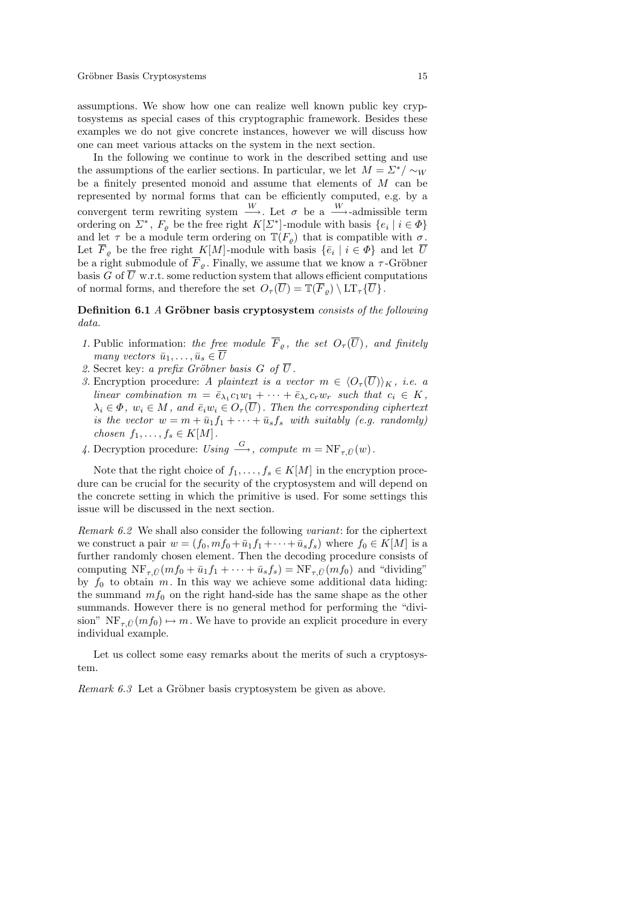assumptions. We show how one can realize well known public key cryptosystems as special cases of this cryptographic framework. Besides these examples we do not give concrete instances, however we will discuss how one can meet various attacks on the system in the next section.

In the following we continue to work in the described setting and use the assumptions of the earlier sections. In particular, we let $M = \Sigma^*/\sim_W$ be a finitely presented monoid and assume that elements of $M$ can be represented by normal forms that can be efficiently computed, e.g. by a convergent term rewriting system $\overset{W}{\longrightarrow}$. Let $\sigma$ be a $\overset{W}{\longrightarrow}$-admissible term ordering on $\Sigma^*$, $F_\varrho$ be the free right $K[\Sigma^*]$-module with basis $\{e_i \mid i \in \Phi\}$ and let $\tau$ be a module term ordering on $\mathbb{T}(F_\varrho)$ that is compatible with $\sigma$. Let $\overline{F}_\varrho$ be the free right $K[M]$-module with basis $\{\bar{e}_i \mid i \in \Phi\}$ and let $\overline{U}$ be a right submodule of $\overline{F}_\varrho$. Finally, we assume that we know a $\tau$-Gröbner basis $G$ of $\overline{U}$ w.r.t. some reduction system that allows efficient computations of normal forms, and therefore the set $O_\tau(\overline{U}) = \mathbb{T}(\overline{F}_\varrho) \setminus \mathrm{LT}_\tau\{\overline{U}\}$.

**Definition 6.1** *A* **Gröbner basis cryptosystem** *consists of the following data.*

1. Public information: *the free module $\overline{F}_\varrho$, the set $O_\tau(\overline{U})$, and finitely many vectors $\bar{u}_1, \ldots, \bar{u}_s \in \overline{U}$*
2. Secret key: *a prefix Gröbner basis $G$ of $\overline{U}$.*
3. Encryption procedure: *A plaintext is a vector $m \in \langle O_\tau(\overline{U})\rangle_K$, i.e. a linear combination $m = \bar{e}_{\lambda_1} c_1 w_1 + \cdots + \bar{e}_{\lambda_r} c_r w_r$ such that $c_i \in K$, $\lambda_i \in \Phi$, $w_i \in M$, and $\bar{e}_i w_i \in O_\tau(\overline{U})$. Then the corresponding ciphertext is the vector $w = m + \bar{u}_1 f_1 + \cdots + \bar{u}_s f_s$ with suitably (e.g. randomly) chosen $f_1, \ldots, f_s \in K[M]$.*
4. Decryption procedure: *Using $\overset{G}{\longrightarrow}$, compute $m = \mathrm{NF}_{\tau,\bar{U}}(w)$.*

Note that the right choice of $f_1, \ldots, f_s \in K[M]$ in the encryption procedure can be crucial for the security of the cryptosystem and will depend on the concrete setting in which the primitive is used. For some settings this issue will be discussed in the next section.

*Remark 6.2* We shall also consider the following *variant*: for the ciphertext we construct a pair $w = (f_0, mf_0 + \bar{u}_1 f_1 + \cdots + \bar{u}_s f_s)$ where $f_0 \in K[M]$ is a further randomly chosen element. Then the decoding procedure consists of computing $\mathrm{NF}_{\tau,\bar{U}}(mf_0 + \bar{u}_1 f_1 + \cdots + \bar{u}_s f_s) = \mathrm{NF}_{\tau,\bar{U}}(mf_0)$ and "dividing" by $f_0$ to obtain $m$. In this way we achieve some additional data hiding: the summand $mf_0$ on the right hand-side has the same shape as the other summands. However there is no general method for performing the "division" $\mathrm{NF}_{\tau,\bar{U}}(mf_0) \mapsto m$. We have to provide an explicit procedure in every individual example.

Let us collect some easy remarks about the merits of such a cryptosystem.

*Remark 6.3* Let a Gröbner basis cryptosystem be given as above.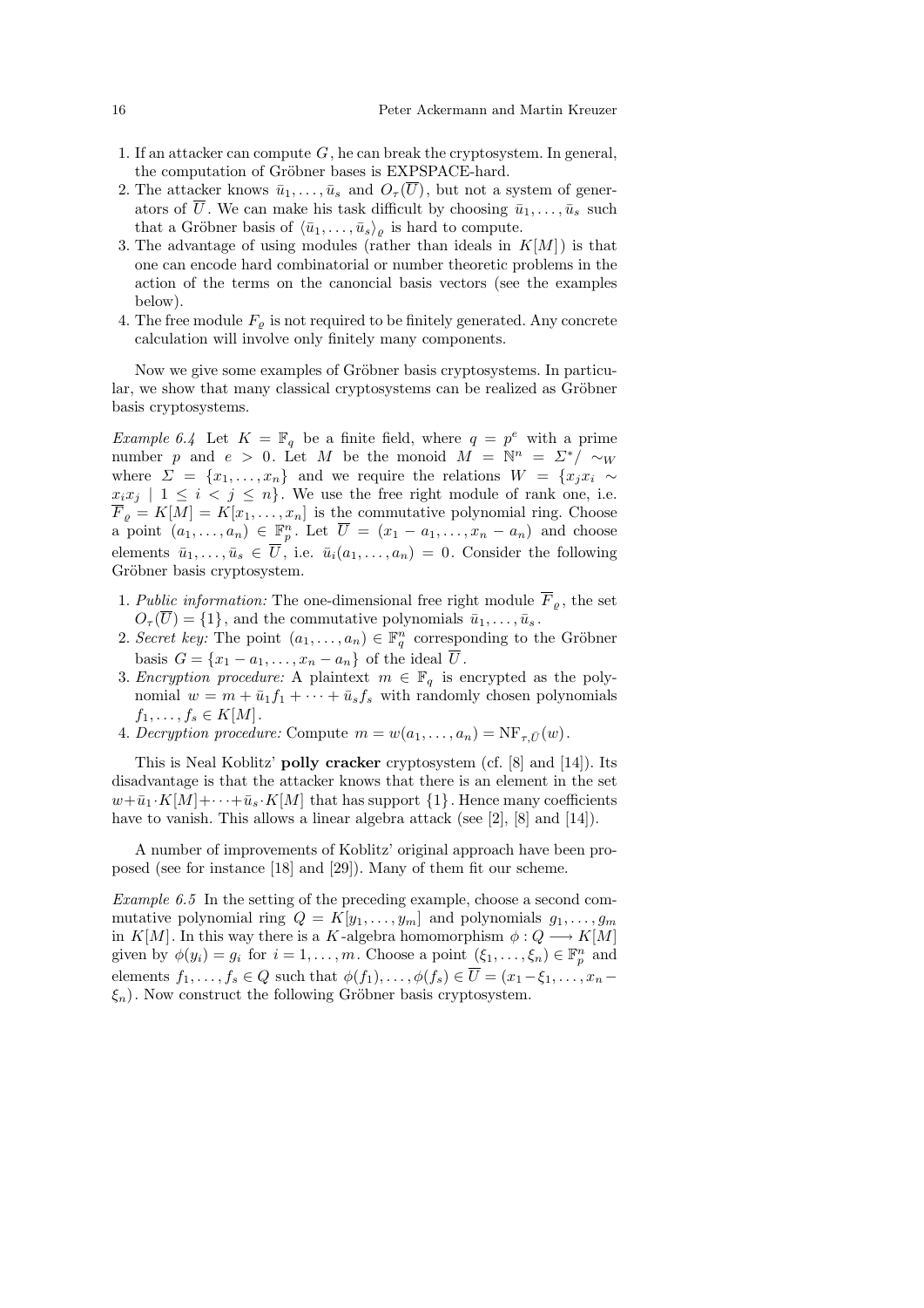1. If an attacker can compute $G$, he can break the cryptosystem. In general, the computation of Gröbner bases is EXPSPACE-hard.
2. The attacker knows $\bar{u}_1, \dots, \bar{u}_s$ and $O_\tau(\overline{U})$, but not a system of generators of $\overline{U}$. We can make his task difficult by choosing $\bar{u}_1, \dots, \bar{u}_s$ such that a Gröbner basis of $\langle \bar{u}_1, \dots, \bar{u}_s \rangle_\varrho$ is hard to compute.
3. The advantage of using modules (rather than ideals in $K[M]$) is that one can encode hard combinatorial or number theoretic problems in the action of the terms on the canoncial basis vectors (see the examples below).
4. The free module $F_\varrho$ is not required to be finitely generated. Any concrete calculation will involve only finitely many components.

Now we give some examples of Gröbner basis cryptosystems. In particular, we show that many classical cryptosystems can be realized as Gröbner basis cryptosystems.

*Example 6.4* Let $K = \mathbb{F}_q$ be a finite field, where $q = p^e$ with a prime number $p$ and $e > 0$. Let $M$ be the monoid $M = \mathbb{N}^n = \Sigma^* / \sim_W$ where $\Sigma = \{x_1, \dots, x_n\}$ and we require the relations $W = \{x_j x_i \sim x_i x_j \mid 1 \le i < j \le n\}$. We use the free right module of rank one, i.e. $\overline{F}_\varrho = K[M] = K[x_1, \dots, x_n]$ is the commutative polynomial ring. Choose a point $(a_1, \dots, a_n) \in \mathbb{F}_p^n$. Let $\overline{U} = (x_1 - a_1, \dots, x_n - a_n)$ and choose elements $\bar{u}_1, \dots, \bar{u}_s \in \overline{U}$, i.e. $\bar{u}_i(a_1, \dots, a_n) = 0$. Consider the following Gröbner basis cryptosystem.

1. *Public information:* The one-dimensional free right module $\overline{F}_\varrho$, the set $O_\tau(\overline{U}) = \{1\}$, and the commutative polynomials $\bar{u}_1, \dots, \bar{u}_s$.
2. *Secret key:* The point $(a_1, \dots, a_n) \in \mathbb{F}_q^n$ corresponding to the Gröbner basis $G = \{x_1 - a_1, \dots, x_n - a_n\}$ of the ideal $\overline{U}$.
3. *Encryption procedure:* A plaintext $m \in \mathbb{F}_q$ is encrypted as the polynomial $w = m + \bar{u}_1 f_1 + \cdots + \bar{u}_s f_s$ with randomly chosen polynomials $f_1, \dots, f_s \in K[M]$.
4. *Decryption procedure:* Compute $m = w(a_1, \dots, a_n) = \mathrm{NF}_{\tau, \bar{U}}(w)$.

This is Neal Koblitz' **polly cracker** cryptosystem (cf. [8] and [14]). Its disadvantage is that the attacker knows that there is an element in the set $w + \bar{u}_1 \cdot K[M] + \cdots + \bar{u}_s \cdot K[M]$ that has support $\{1\}$. Hence many coefficients have to vanish. This allows a linear algebra attack (see [2], [8] and [14]).

A number of improvements of Koblitz' original approach have been proposed (see for instance [18] and [29]). Many of them fit our scheme.

*Example 6.5* In the setting of the preceding example, choose a second commutative polynomial ring $Q = K[y_1, \dots, y_m]$ and polynomials $g_1, \dots, g_m$ in $K[M]$. In this way there is a $K$-algebra homomorphism $\phi : Q \longrightarrow K[M]$ given by $\phi(y_i) = g_i$ for $i = 1, \dots, m$. Choose a point $(\xi_1, \dots, \xi_n) \in \mathbb{F}_p^n$ and elements $f_1, \dots, f_s \in Q$ such that $\phi(f_1), \dots, \phi(f_s) \in \overline{U} = (x_1 - \xi_1, \dots, x_n - \xi_n)$. Now construct the following Gröbner basis cryptosystem.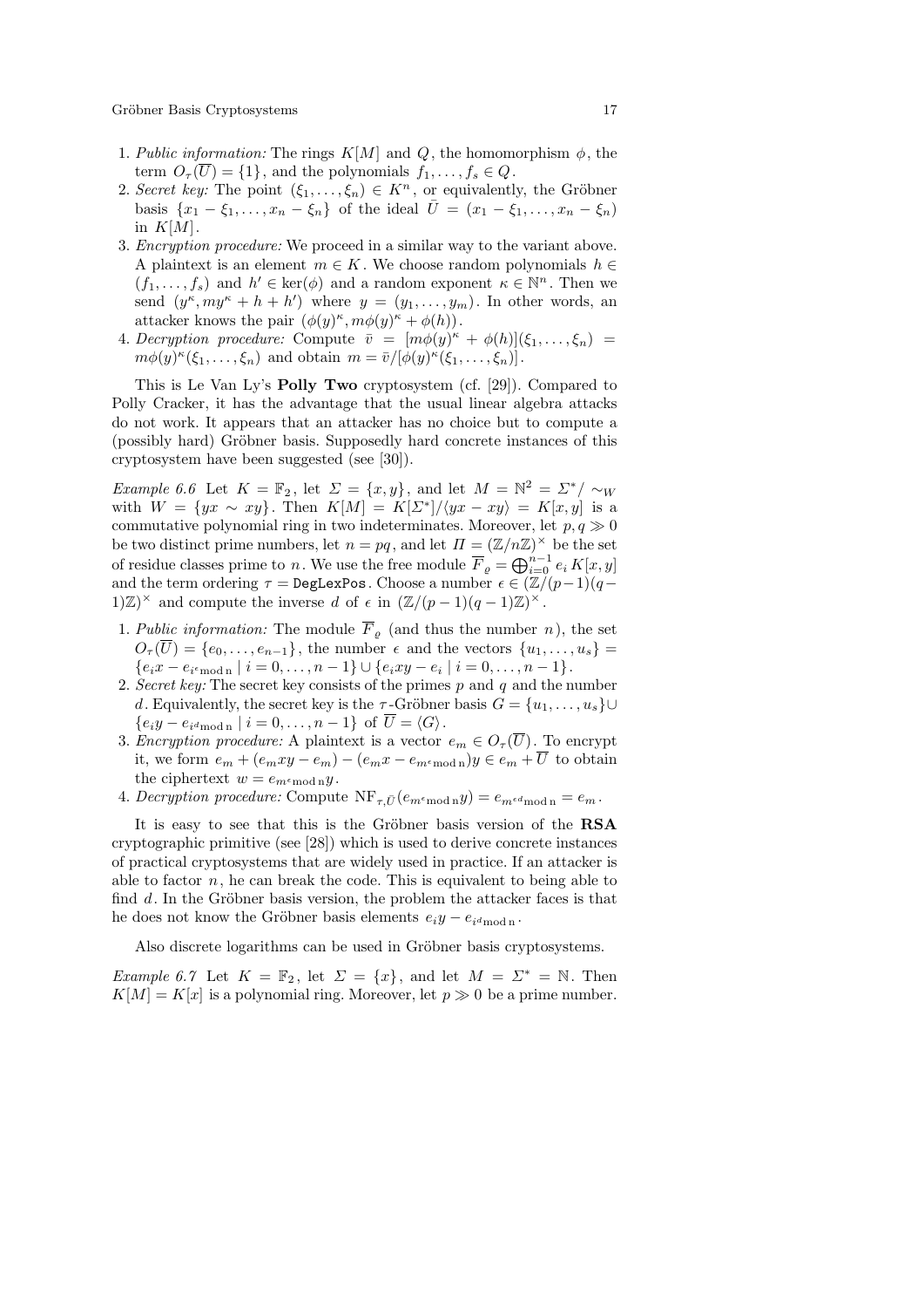1. *Public information:* The rings $K[M]$ and $Q$, the homomorphism $\phi$, the term $O_\tau(\overline{U}) = \{1\}$, and the polynomials $f_1, \dots, f_s \in Q$.
2. *Secret key:* The point $(\xi_1, \dots, \xi_n) \in K^n$, or equivalently, the Gröbner basis $\{x_1 - \xi_1, \dots, x_n - \xi_n\}$ of the ideal $\bar{U} = (x_1 - \xi_1, \dots, x_n - \xi_n)$ in $K[M]$.
3. *Encryption procedure:* We proceed in a similar way to the variant above. A plaintext is an element $m \in K$. We choose random polynomials $h \in (f_1, \dots, f_s)$ and $h' \in \ker(\phi)$ and a random exponent $\kappa \in \mathbb{N}^n$. Then we send $(y^\kappa, my^\kappa + h + h')$ where $y = (y_1, \dots, y_m)$. In other words, an attacker knows the pair $(\phi(y)^\kappa, m\phi(y)^\kappa + \phi(h))$.
4. *Decryption procedure:* Compute $\bar{v} = [m\phi(y)^\kappa + \phi(h)](\xi_1, \dots, \xi_n) = m\phi(y)^\kappa(\xi_1, \dots, \xi_n)$ and obtain $m = \bar{v}/[\phi(y)^\kappa(\xi_1, \dots, \xi_n)]$.

This is Le Van Ly's **Polly Two** cryptosystem (cf. [29]). Compared to Polly Cracker, it has the advantage that the usual linear algebra attacks do not work. It appears that an attacker has no choice but to compute a (possibly hard) Gröbner basis. Supposedly hard concrete instances of this cryptosystem have been suggested (see [30]).

*Example 6.6* Let $K = \mathbb{F}_2$, let $\Sigma = \{x, y\}$, and let $M = \mathbb{N}^2 = \Sigma^*/\sim_W$ with $W = \{yx \sim xy\}$. Then $K[M] = K[\Sigma^*]/\langle yx - xy \rangle = K[x, y]$ is a commutative polynomial ring in two indeterminates. Moreover, let $p, q \gg 0$ be two distinct prime numbers, let $n = pq$, and let $\Pi = (\mathbb{Z}/n\mathbb{Z})^\times$ be the set of residue classes prime to $n$. We use the free module $\overline{F}_\varrho = \bigoplus_{i=0}^{n-1} e_i\, K[x, y]$ and the term ordering $\tau = \mathtt{DegLexPos}$. Choose a number $\epsilon \in (\mathbb{Z}/(p-1)(q-1)\mathbb{Z})^\times$ and compute the inverse $d$ of $\epsilon$ in $(\mathbb{Z}/(p-1)(q-1)\mathbb{Z})^\times$.

1. *Public information:* The module $\overline{F}_\varrho$ (and thus the number $n$), the set $O_\tau(\overline{U}) = \{e_0, \dots, e_{n-1}\}$, the number $\epsilon$ and the vectors $\{u_1, \dots, u_s\} = \{e_i x - e_{i^\epsilon \bmod n} \mid i = 0, \dots, n-1\} \cup \{e_i xy - e_i \mid i = 0, \dots, n-1\}$.
2. *Secret key:* The secret key consists of the primes $p$ and $q$ and the number $d$. Equivalently, the secret key is the $\tau$-Gröbner basis $G = \{u_1, \dots, u_s\} \cup \{e_i y - e_{i^d \bmod n} \mid i = 0, \dots, n-1\}$ of $\overline{U} = \langle G \rangle$.
3. *Encryption procedure:* A plaintext is a vector $e_m \in O_\tau(\overline{U})$. To encrypt it, we form $e_m + (e_m xy - e_m) - (e_m x - e_{m^\epsilon \bmod n})y \in e_m + \overline{U}$ to obtain the ciphertext $w = e_{m^\epsilon \bmod n}\, y$.
4. *Decryption procedure:* Compute $\mathrm{NF}_{\tau,\bar{U}}(e_{m^\epsilon \bmod n}\, y) = e_{m^{\epsilon d} \bmod n} = e_m$.

It is easy to see that this is the Gröbner basis version of the **RSA** cryptographic primitive (see [28]) which is used to derive concrete instances of practical cryptosystems that are widely used in practice. If an attacker is able to factor $n$, he can break the code. This is equivalent to being able to find $d$. In the Gröbner basis version, the problem the attacker faces is that he does not know the Gröbner basis elements $e_i y - e_{i^d \bmod n}$.

Also discrete logarithms can be used in Gröbner basis cryptosystems.

*Example 6.7* Let $K = \mathbb{F}_2$, let $\Sigma = \{x\}$, and let $M = \Sigma^* = \mathbb{N}$. Then $K[M] = K[x]$ is a polynomial ring. Moreover, let $p \gg 0$ be a prime number.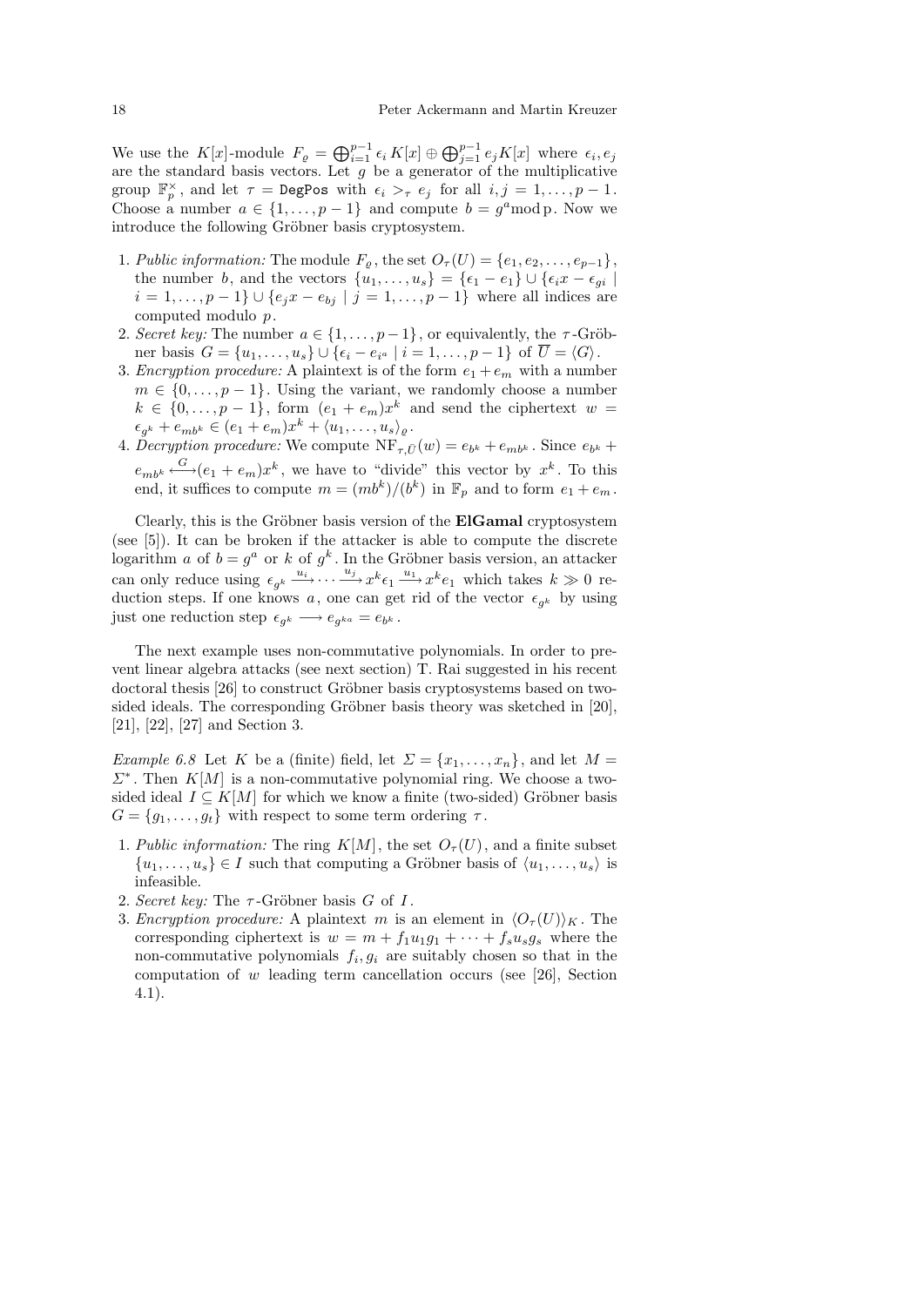We use the $K[x]$-module $F_\varrho = \bigoplus_{i=1}^{p-1} \epsilon_i\, K[x] \oplus \bigoplus_{j=1}^{p-1} e_j K[x]$ where $\epsilon_i, e_j$ are the standard basis vectors. Let $g$ be a generator of the multiplicative group $\mathbb{F}_p^\times$, and let $\tau = \texttt{DegPos}$ with $\epsilon_i >_\tau e_j$ for all $i,j = 1,\dots,p-1$. Choose a number $a \in \{1,\dots,p-1\}$ and compute $b = g^a \mathrm{mod}\, \mathrm{p}$. Now we introduce the following Gröbner basis cryptosystem.

1. *Public information:* The module $F_\varrho$, the set $O_\tau(U) = \{e_1, e_2, \dots, e_{p-1}\}$, the number $b$, and the vectors $\{u_1,\dots,u_s\} = \{\epsilon_1 - e_1\} \cup \{\epsilon_i x - \epsilon_{gi} \mid i = 1,\dots,p-1\} \cup \{e_j x - e_{bj} \mid j = 1,\dots,p-1\}$ where all indices are computed modulo $p$.
2. *Secret key:* The number $a \in \{1,\dots,p-1\}$, or equivalently, the $\tau$-Gröbner basis $G = \{u_1,\dots,u_s\} \cup \{\epsilon_i - e_{i^a} \mid i = 1,\dots,p-1\}$ of $\overline{U} = \langle G \rangle$.
3. *Encryption procedure:* A plaintext is of the form $e_1 + e_m$ with a number $m \in \{0,\dots,p-1\}$. Using the variant, we randomly choose a number $k \in \{0,\dots,p-1\}$, form $(e_1 + e_m)x^k$ and send the ciphertext $w = \epsilon_{g^k} + e_{mb^k} \in (e_1 + e_m)x^k + \langle u_1,\dots,u_s\rangle_\varrho$.
4. *Decryption procedure:* We compute $\mathrm{NF}_{\tau,\overline{U}}(w) = e_{b^k} + e_{mb^k}$. Since $e_{b^k} + e_{mb^k} \overset{G}{\longleftrightarrow} (e_1 + e_m)x^k$, we have to "divide" this vector by $x^k$. To this end, it suffices to compute $m = (mb^k)/(b^k)$ in $\mathbb{F}_p$ and to form $e_1 + e_m$.

Clearly, this is the Gröbner basis version of the **ElGamal** cryptosystem (see [5]). It can be broken if the attacker is able to compute the discrete logarithm $a$ of $b = g^a$ or $k$ of $g^k$. In the Gröbner basis version, an attacker can only reduce using $\epsilon_{g^k} \xrightarrow{u_i} \cdots \xrightarrow{u_j} x^k \epsilon_1 \xrightarrow{u_1} x^k e_1$ which takes $k \gg 0$ reduction steps. If one knows $a$, one can get rid of the vector $\epsilon_{g^k}$ by using just one reduction step $\epsilon_{g^k} \longrightarrow e_{g^{ka}} = e_{b^k}$.

The next example uses non-commutative polynomials. In order to prevent linear algebra attacks (see next section) T. Rai suggested in his recent doctoral thesis [26] to construct Gröbner basis cryptosystems based on two-sided ideals. The corresponding Gröbner basis theory was sketched in [20], [21], [22], [27] and Section 3.

*Example 6.8* Let $K$ be a (finite) field, let $\Sigma = \{x_1,\dots,x_n\}$, and let $M = \Sigma^*$. Then $K[M]$ is a non-commutative polynomial ring. We choose a two-sided ideal $I \subseteq K[M]$ for which we know a finite (two-sided) Gröbner basis $G = \{g_1,\dots,g_t\}$ with respect to some term ordering $\tau$.

1. *Public information:* The ring $K[M]$, the set $O_\tau(U)$, and a finite subset $\{u_1,\dots,u_s\} \in I$ such that computing a Gröbner basis of $\langle u_1,\dots,u_s\rangle$ is infeasible.
2. *Secret key:* The $\tau$-Gröbner basis $G$ of $I$.
3. *Encryption procedure:* A plaintext $m$ is an element in $\langle O_\tau(U)\rangle_K$. The corresponding ciphertext is $w = m + f_1 u_1 g_1 + \cdots + f_s u_s g_s$ where the non-commutative polynomials $f_i, g_i$ are suitably chosen so that in the computation of $w$ leading term cancellation occurs (see [26], Section 4.1).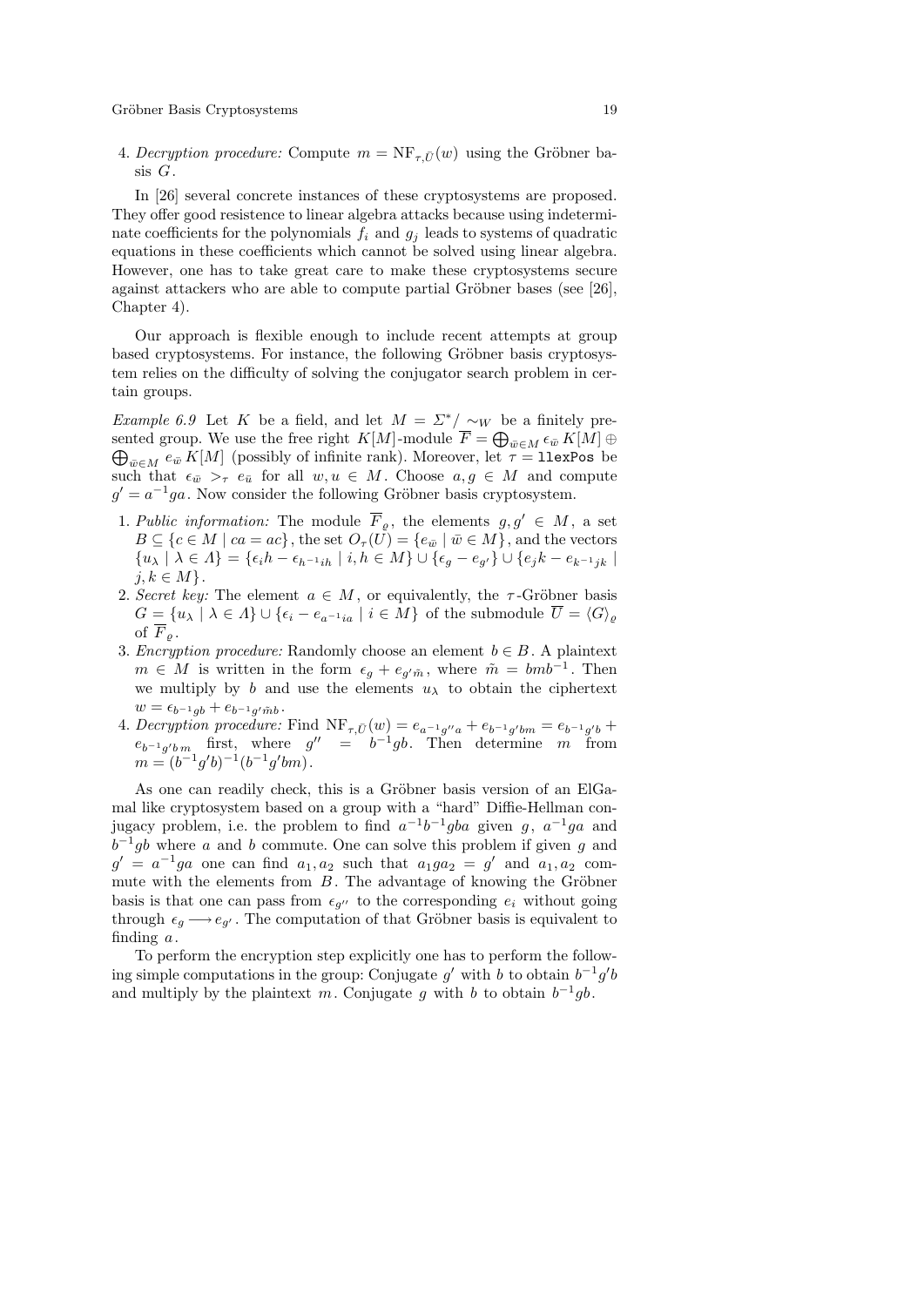4. *Decryption procedure:* Compute $m = \mathrm{NF}_{\tau,\bar{U}}(w)$ using the Gröbner basis $G$.

In [26] several concrete instances of these cryptosystems are proposed. They offer good resistence to linear algebra attacks because using indeterminate coefficients for the polynomials $f_i$ and $g_j$ leads to systems of quadratic equations in these coefficients which cannot be solved using linear algebra. However, one has to take great care to make these cryptosystems secure against attackers who are able to compute partial Gröbner bases (see [26], Chapter 4).

Our approach is flexible enough to include recent attempts at group based cryptosystems. For instance, the following Gröbner basis cryptosystem relies on the difficulty of solving the conjugator search problem in certain groups.

*Example 6.9* Let $K$ be a field, and let $M = \Sigma^*/\sim_W$ be a finitely presented group. We use the free right $K[M]$-module $\overline{F} = \bigoplus_{\bar{w}\in M} \epsilon_{\bar{w}}\, K[M] \oplus \bigoplus_{\bar{w}\in M} e_{\bar{w}}\, K[M]$ (possibly of infinite rank). Moreover, let $\tau = \texttt{llexPos}$ be such that $\epsilon_{\bar{w}} >_\tau e_{\bar{u}}$ for all $w, u \in M$. Choose $a, g \in M$ and compute $g' = a^{-1}ga$. Now consider the following Gröbner basis cryptosystem.

1. *Public information:* The module $\overline{F}_\varrho$, the elements $g, g' \in M$, a set $B \subseteq \{c \in M \mid ca = ac\}$, the set $O_\tau(\bar{U}) = \{e_{\bar{w}} \mid \bar{w} \in M\}$, and the vectors $\{u_\lambda \mid \lambda \in \Lambda\} = \{\epsilon_i h - \epsilon_{h^{-1}ih} \mid i, h \in M\} \cup \{\epsilon_g - e_{g'}\} \cup \{e_j k - e_{k^{-1}jk} \mid j, k \in M\}$.
2. *Secret key:* The element $a \in M$, or equivalently, the $\tau$-Gröbner basis $G = \{u_\lambda \mid \lambda \in \Lambda\} \cup \{\epsilon_i - e_{a^{-1}ia} \mid i \in M\}$ of the submodule $\overline{U} = \langle G \rangle_\varrho$ of $\overline{F}_\varrho$.
3. *Encryption procedure:* Randomly choose an element $b \in B$. A plaintext $m \in M$ is written in the form $\epsilon_g + e_{g'\tilde{m}}$, where $\tilde{m} = bmb^{-1}$. Then we multiply by $b$ and use the elements $u_\lambda$ to obtain the ciphertext $w = \epsilon_{b^{-1}gb} + e_{b^{-1}g'\tilde{m}b}$.
4. *Decryption procedure:* Find $\mathrm{NF}_{\tau,\bar{U}}(w) = e_{a^{-1}g''a} + e_{b^{-1}g'bm} = e_{b^{-1}g'b} + e_{b^{-1}g'bm}$ first, where $g'' = b^{-1}gb$. Then determine $m$ from $m = (b^{-1}g'b)^{-1}(b^{-1}g'bm)$.

As one can readily check, this is a Gröbner basis version of an ElGamal like cryptosystem based on a group with a "hard" Diffie-Hellman conjugacy problem, i.e. the problem to find $a^{-1}b^{-1}gba$ given $g$, $a^{-1}ga$ and $b^{-1}gb$ where $a$ and $b$ commute. One can solve this problem if given $g$ and $g' = a^{-1}ga$ one can find $a_1, a_2$ such that $a_1ga_2 = g'$ and $a_1, a_2$ commute with the elements from $B$. The advantage of knowing the Gröbner basis is that one can pass from $\epsilon_{g''}$ to the corresponding $e_i$ without going through $\epsilon_g \longrightarrow e_{g'}$. The computation of that Gröbner basis is equivalent to finding $a$.

To perform the encryption step explicitly one has to perform the following simple computations in the group: Conjugate $g'$ with $b$ to obtain $b^{-1}g'b$ and multiply by the plaintext $m$. Conjugate $g$ with $b$ to obtain $b^{-1}gb$.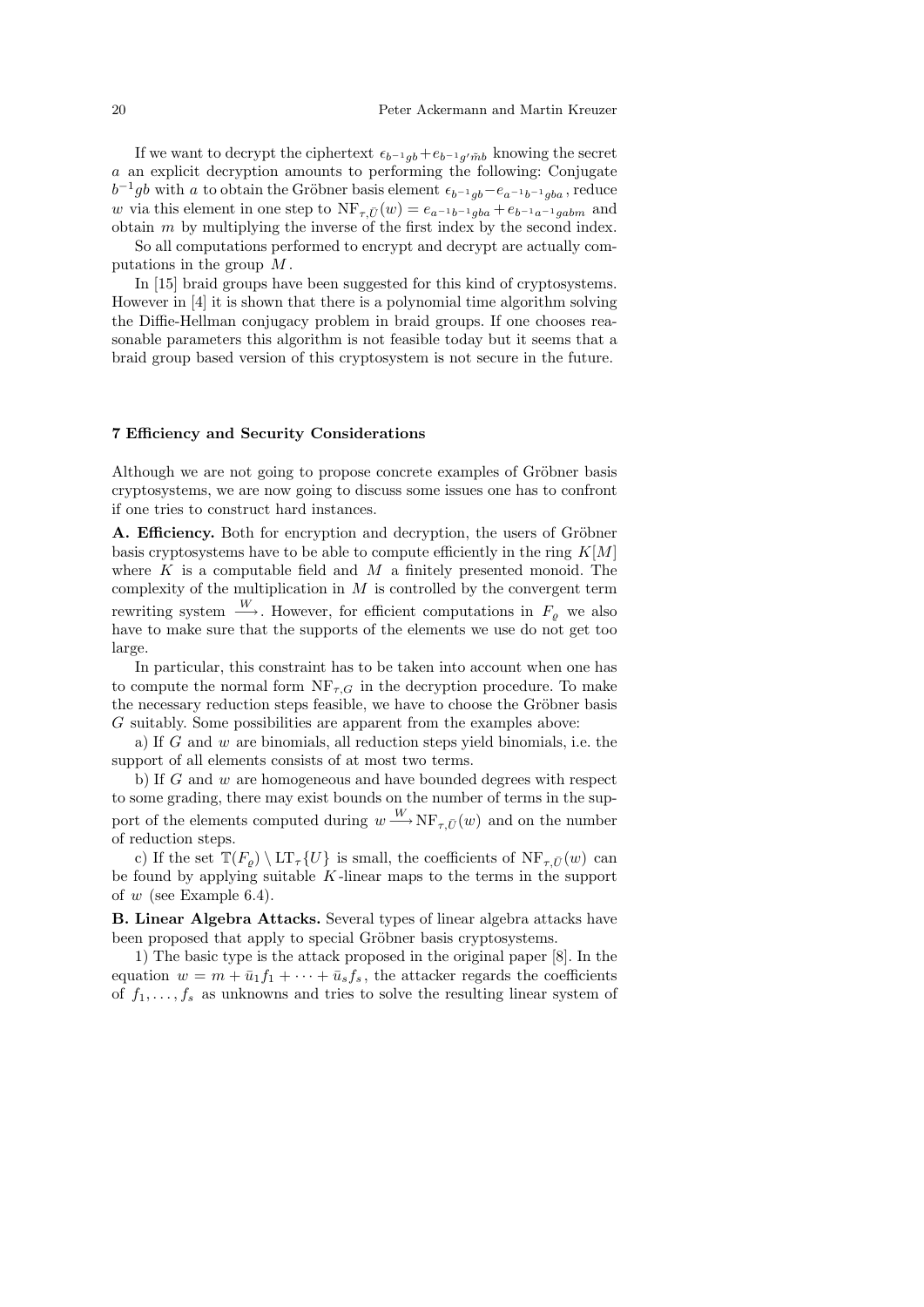If we want to decrypt the ciphertext $\epsilon_{b^{-1}gb}+e_{b^{-1}g'\tilde{m}b}$ knowing the secret $a$ an explicit decryption amounts to performing the following: Conjugate $b^{-1}gb$ with $a$ to obtain the Gröbner basis element $\epsilon_{b^{-1}gb}-e_{a^{-1}b^{-1}gba}$, reduce $w$ via this element in one step to $\mathrm{NF}_{\tau,\bar{U}}(w) = e_{a^{-1}b^{-1}gba} + e_{b^{-1}a^{-1}gabm}$ and obtain $m$ by multiplying the inverse of the first index by the second index.

So all computations performed to encrypt and decrypt are actually computations in the group $M$.

In [15] braid groups have been suggested for this kind of cryptosystems. However in [4] it is shown that there is a polynomial time algorithm solving the Diffie-Hellman conjugacy problem in braid groups. If one chooses reasonable parameters this algorithm is not feasible today but it seems that a braid group based version of this cryptosystem is not secure in the future.

## 7 Efficiency and Security Considerations

Although we are not going to propose concrete examples of Gröbner basis cryptosystems, we are now going to discuss some issues one has to confront if one tries to construct hard instances.

**A. Efficiency.** Both for encryption and decryption, the users of Gröbner basis cryptosystems have to be able to compute efficiently in the ring $K[M]$ where $K$ is a computable field and $M$ a finitely presented monoid. The complexity of the multiplication in $M$ is controlled by the convergent term rewriting system $\xrightarrow{W}$. However, for efficient computations in $F_\varrho$ we also have to make sure that the supports of the elements we use do not get too large.

In particular, this constraint has to be taken into account when one has to compute the normal form $\mathrm{NF}_{\tau,G}$ in the decryption procedure. To make the necessary reduction steps feasible, we have to choose the Gröbner basis $G$ suitably. Some possibilities are apparent from the examples above:

a) If $G$ and $w$ are binomials, all reduction steps yield binomials, i.e. the support of all elements consists of at most two terms.

b) If $G$ and $w$ are homogeneous and have bounded degrees with respect to some grading, there may exist bounds on the number of terms in the support of the elements computed during $w \xrightarrow{W} \mathrm{NF}_{\tau,\bar{U}}(w)$ and on the number of reduction steps.

c) If the set $\mathbb{T}(F_\varrho) \setminus \mathrm{LT}_\tau\{U\}$ is small, the coefficients of $\mathrm{NF}_{\tau,\bar{U}}(w)$ can be found by applying suitable $K$-linear maps to the terms in the support of $w$ (see Example 6.4).

**B. Linear Algebra Attacks.** Several types of linear algebra attacks have been proposed that apply to special Gröbner basis cryptosystems.

1) The basic type is the attack proposed in the original paper [8]. In the equation $w = m + \bar{u}_1 f_1 + \cdots + \bar{u}_s f_s$, the attacker regards the coefficients of $f_1, \ldots, f_s$ as unknowns and tries to solve the resulting linear system of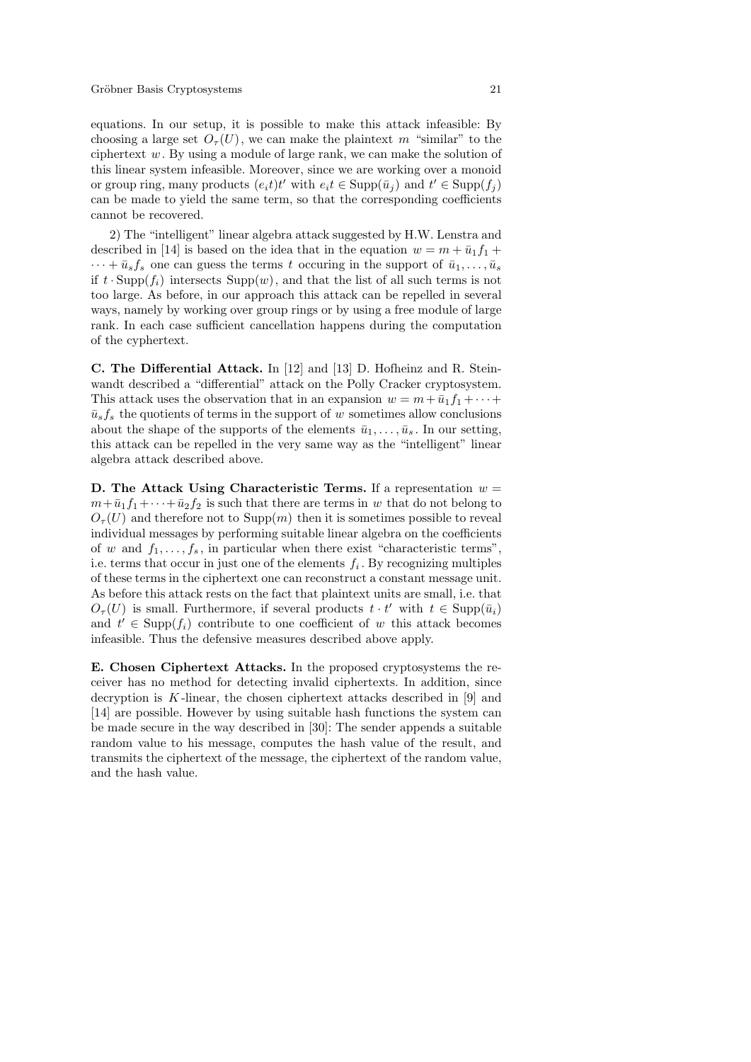equations. In our setup, it is possible to make this attack infeasible: By choosing a large set $O_\tau(U)$, we can make the plaintext $m$ "similar" to the ciphertext $w$. By using a module of large rank, we can make the solution of this linear system infeasible. Moreover, since we are working over a monoid or group ring, many products $(e_i t)t'$ with $e_i t \in \mathrm{Supp}(\bar{u}_j)$ and $t' \in \mathrm{Supp}(f_j)$ can be made to yield the same term, so that the corresponding coefficients cannot be recovered.

2) The "intelligent" linear algebra attack suggested by H.W. Lenstra and described in [14] is based on the idea that in the equation $w = m + \bar{u}_1 f_1 + \cdots + \bar{u}_s f_s$ one can guess the terms $t$ occuring in the support of $\bar{u}_1, \ldots, \bar{u}_s$ if $t \cdot \mathrm{Supp}(f_i)$ intersects $\mathrm{Supp}(w)$, and that the list of all such terms is not too large. As before, in our approach this attack can be repelled in several ways, namely by working over group rings or by using a free module of large rank. In each case sufficient cancellation happens during the computation of the cyphertext.

**C. The Differential Attack.** In [12] and [13] D. Hofheinz and R. Steinwandt described a "differential" attack on the Polly Cracker cryptosystem. This attack uses the observation that in an expansion $w = m + \bar{u}_1 f_1 + \cdots + \bar{u}_s f_s$ the quotients of terms in the support of $w$ sometimes allow conclusions about the shape of the supports of the elements $\bar{u}_1, \ldots, \bar{u}_s$. In our setting, this attack can be repelled in the very same way as the "intelligent" linear algebra attack described above.

**D. The Attack Using Characteristic Terms.** If a representation $w = m + \bar{u}_1 f_1 + \cdots + \bar{u}_2 f_2$ is such that there are terms in $w$ that do not belong to $O_\tau(U)$ and therefore not to $\mathrm{Supp}(m)$ then it is sometimes possible to reveal individual messages by performing suitable linear algebra on the coefficients of $w$ and $f_1, \ldots, f_s$, in particular when there exist "characteristic terms", i.e. terms that occur in just one of the elements $f_i$. By recognizing multiples of these terms in the ciphertext one can reconstruct a constant message unit. As before this attack rests on the fact that plaintext units are small, i.e. that $O_\tau(U)$ is small. Furthermore, if several products $t \cdot t'$ with $t \in \mathrm{Supp}(\bar{u}_i)$ and $t' \in \mathrm{Supp}(f_i)$ contribute to one coefficient of $w$ this attack becomes infeasible. Thus the defensive measures described above apply.

**E. Chosen Ciphertext Attacks.** In the proposed cryptosystems the receiver has no method for detecting invalid ciphertexts. In addition, since decryption is $K$-linear, the chosen ciphertext attacks described in [9] and [14] are possible. However by using suitable hash functions the system can be made secure in the way described in [30]: The sender appends a suitable random value to his message, computes the hash value of the result, and transmits the ciphertext of the message, the ciphertext of the random value, and the hash value.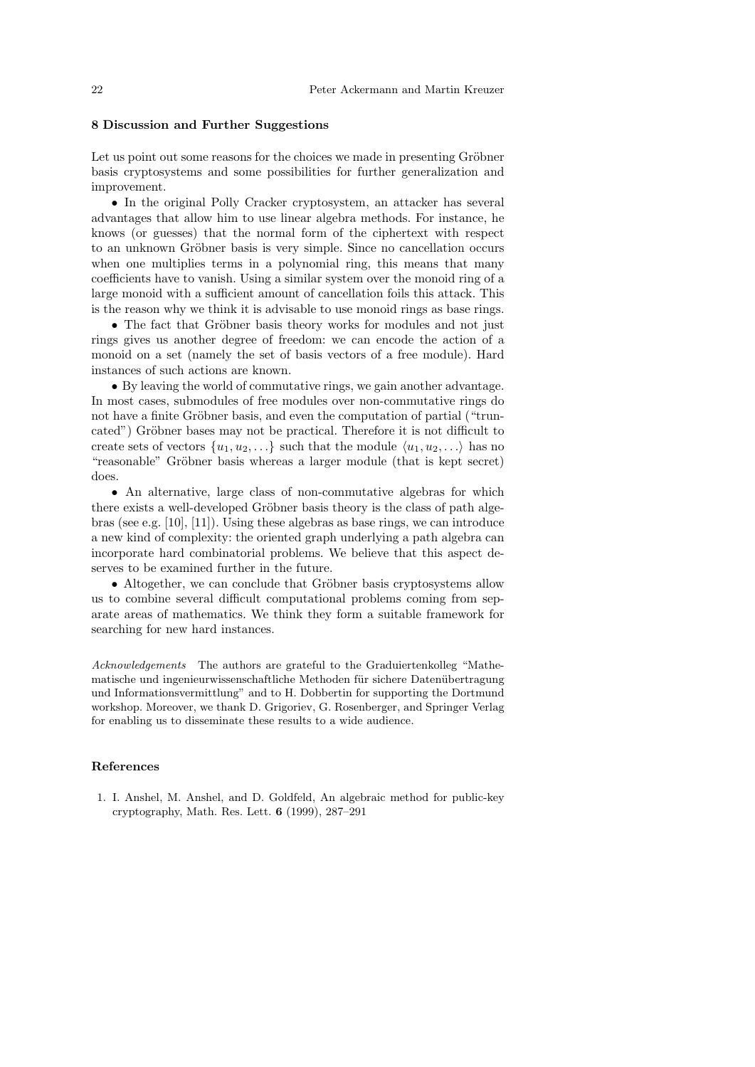## 8 Discussion and Further Suggestions

Let us point out some reasons for the choices we made in presenting Gröbner basis cryptosystems and some possibilities for further generalization and improvement.

• In the original Polly Cracker cryptosystem, an attacker has several advantages that allow him to use linear algebra methods. For instance, he knows (or guesses) that the normal form of the ciphertext with respect to an unknown Gröbner basis is very simple. Since no cancellation occurs when one multiplies terms in a polynomial ring, this means that many coefficients have to vanish. Using a similar system over the monoid ring of a large monoid with a sufficient amount of cancellation foils this attack. This is the reason why we think it is advisable to use monoid rings as base rings.

• The fact that Gröbner basis theory works for modules and not just rings gives us another degree of freedom: we can encode the action of a monoid on a set (namely the set of basis vectors of a free module). Hard instances of such actions are known.

• By leaving the world of commutative rings, we gain another advantage. In most cases, submodules of free modules over non-commutative rings do not have a finite Gröbner basis, and even the computation of partial ("truncated") Gröbner bases may not be practical. Therefore it is not difficult to create sets of vectors $\{u_1, u_2, \ldots\}$ such that the module $\langle u_1, u_2, \ldots \rangle$ has no "reasonable" Gröbner basis whereas a larger module (that is kept secret) does.

• An alternative, large class of non-commutative algebras for which there exists a well-developed Gröbner basis theory is the class of path algebras (see e.g. [10], [11]). Using these algebras as base rings, we can introduce a new kind of complexity: the oriented graph underlying a path algebra can incorporate hard combinatorial problems. We believe that this aspect deserves to be examined further in the future.

• Altogether, we can conclude that Gröbner basis cryptosystems allow us to combine several difficult computational problems coming from separate areas of mathematics. We think they form a suitable framework for searching for new hard instances.

*Acknowledgements* The authors are grateful to the Graduiertenkolleg "Mathematische und ingenieurwissenschaftliche Methoden für sichere Datenübertragung und Informationsvermittlung" and to H. Dobbertin for supporting the Dortmund workshop. Moreover, we thank D. Grigoriev, G. Rosenberger, and Springer Verlag for enabling us to disseminate these results to a wide audience.

## References

1. I. Anshel, M. Anshel, and D. Goldfeld, An algebraic method for public-key cryptography, Math. Res. Lett. **6** (1999), 287–291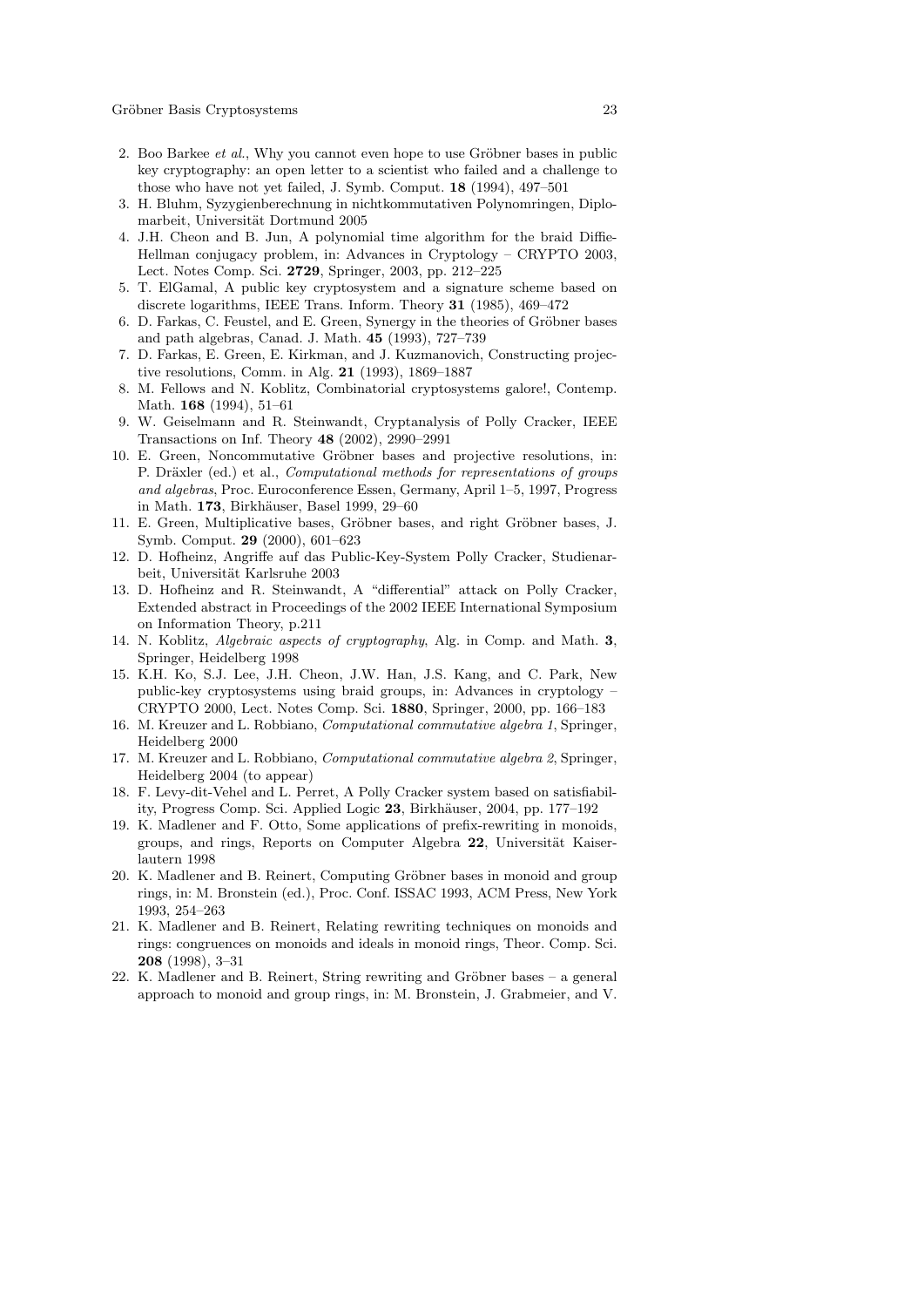2. Boo Barkee *et al.*, Why you cannot even hope to use Gröbner bases in public key cryptography: an open letter to a scientist who failed and a challenge to those who have not yet failed, J. Symb. Comput. **18** (1994), 497–501
3. H. Bluhm, Syzygienberechnung in nichtkommutativen Polynomringen, Diplomarbeit, Universität Dortmund 2005
4. J.H. Cheon and B. Jun, A polynomial time algorithm for the braid Diffie-Hellman conjugacy problem, in: Advances in Cryptology – CRYPTO 2003, Lect. Notes Comp. Sci. **2729**, Springer, 2003, pp. 212–225
5. T. ElGamal, A public key cryptosystem and a signature scheme based on discrete logarithms, IEEE Trans. Inform. Theory **31** (1985), 469–472
6. D. Farkas, C. Feustel, and E. Green, Synergy in the theories of Gröbner bases and path algebras, Canad. J. Math. **45** (1993), 727–739
7. D. Farkas, E. Green, E. Kirkman, and J. Kuzmanovich, Constructing projective resolutions, Comm. in Alg. **21** (1993), 1869–1887
8. M. Fellows and N. Koblitz, Combinatorial cryptosystems galore!, Contemp. Math. **168** (1994), 51–61
9. W. Geiselmann and R. Steinwandt, Cryptanalysis of Polly Cracker, IEEE Transactions on Inf. Theory **48** (2002), 2990–2991
10. E. Green, Noncommutative Gröbner bases and projective resolutions, in: P. Dräxler (ed.) et al., *Computational methods for representations of groups and algebras*, Proc. Euroconference Essen, Germany, April 1–5, 1997, Progress in Math. **173**, Birkhäuser, Basel 1999, 29–60
11. E. Green, Multiplicative bases, Gröbner bases, and right Gröbner bases, J. Symb. Comput. **29** (2000), 601–623
12. D. Hofheinz, Angriffe auf das Public-Key-System Polly Cracker, Studienarbeit, Universität Karlsruhe 2003
13. D. Hofheinz and R. Steinwandt, A "differential" attack on Polly Cracker, Extended abstract in Proceedings of the 2002 IEEE International Symposium on Information Theory, p.211
14. N. Koblitz, *Algebraic aspects of cryptography*, Alg. in Comp. and Math. **3**, Springer, Heidelberg 1998
15. K.H. Ko, S.J. Lee, J.H. Cheon, J.W. Han, J.S. Kang, and C. Park, New public-key cryptosystems using braid groups, in: Advances in cryptology – CRYPTO 2000, Lect. Notes Comp. Sci. **1880**, Springer, 2000, pp. 166–183
16. M. Kreuzer and L. Robbiano, *Computational commutative algebra 1*, Springer, Heidelberg 2000
17. M. Kreuzer and L. Robbiano, *Computational commutative algebra 2*, Springer, Heidelberg 2004 (to appear)
18. F. Levy-dit-Vehel and L. Perret, A Polly Cracker system based on satisfiability, Progress Comp. Sci. Applied Logic **23**, Birkhäuser, 2004, pp. 177–192
19. K. Madlener and F. Otto, Some applications of prefix-rewriting in monoids, groups, and rings, Reports on Computer Algebra **22**, Universität Kaiserlautern 1998
20. K. Madlener and B. Reinert, Computing Gröbner bases in monoid and group rings, in: M. Bronstein (ed.), Proc. Conf. ISSAC 1993, ACM Press, New York 1993, 254–263
21. K. Madlener and B. Reinert, Relating rewriting techniques on monoids and rings: congruences on monoids and ideals in monoid rings, Theor. Comp. Sci. **208** (1998), 3–31
22. K. Madlener and B. Reinert, String rewriting and Gröbner bases – a general approach to monoid and group rings, in: M. Bronstein, J. Grabmeier, and V.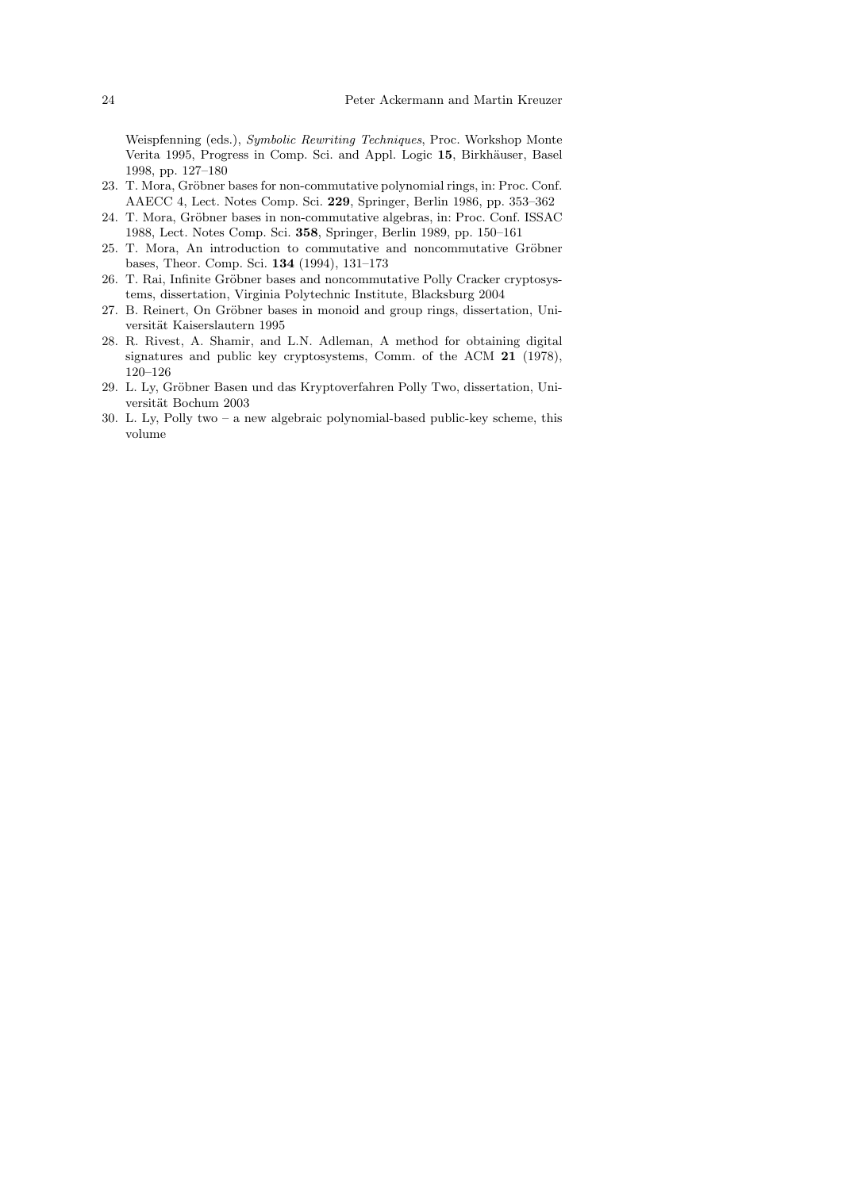Weispfenning (eds.), *Symbolic Rewriting Techniques*, Proc. Workshop Monte Verita 1995, Progress in Comp. Sci. and Appl. Logic **15**, Birkhäuser, Basel 1998, pp. 127–180

23. T. Mora, Gröbner bases for non-commutative polynomial rings, in: Proc. Conf. AAECC 4, Lect. Notes Comp. Sci. **229**, Springer, Berlin 1986, pp. 353–362
24. T. Mora, Gröbner bases in non-commutative algebras, in: Proc. Conf. ISSAC 1988, Lect. Notes Comp. Sci. **358**, Springer, Berlin 1989, pp. 150–161
25. T. Mora, An introduction to commutative and noncommutative Gröbner bases, Theor. Comp. Sci. **134** (1994), 131–173
26. T. Rai, Infinite Gröbner bases and noncommutative Polly Cracker cryptosystems, dissertation, Virginia Polytechnic Institute, Blacksburg 2004
27. B. Reinert, On Gröbner bases in monoid and group rings, dissertation, Universität Kaiserslautern 1995
28. R. Rivest, A. Shamir, and L.N. Adleman, A method for obtaining digital signatures and public key cryptosystems, Comm. of the ACM **21** (1978), 120–126
29. L. Ly, Gröbner Basen und das Kryptoverfahren Polly Two, dissertation, Universität Bochum 2003
30. L. Ly, Polly two – a new algebraic polynomial-based public-key scheme, this volume